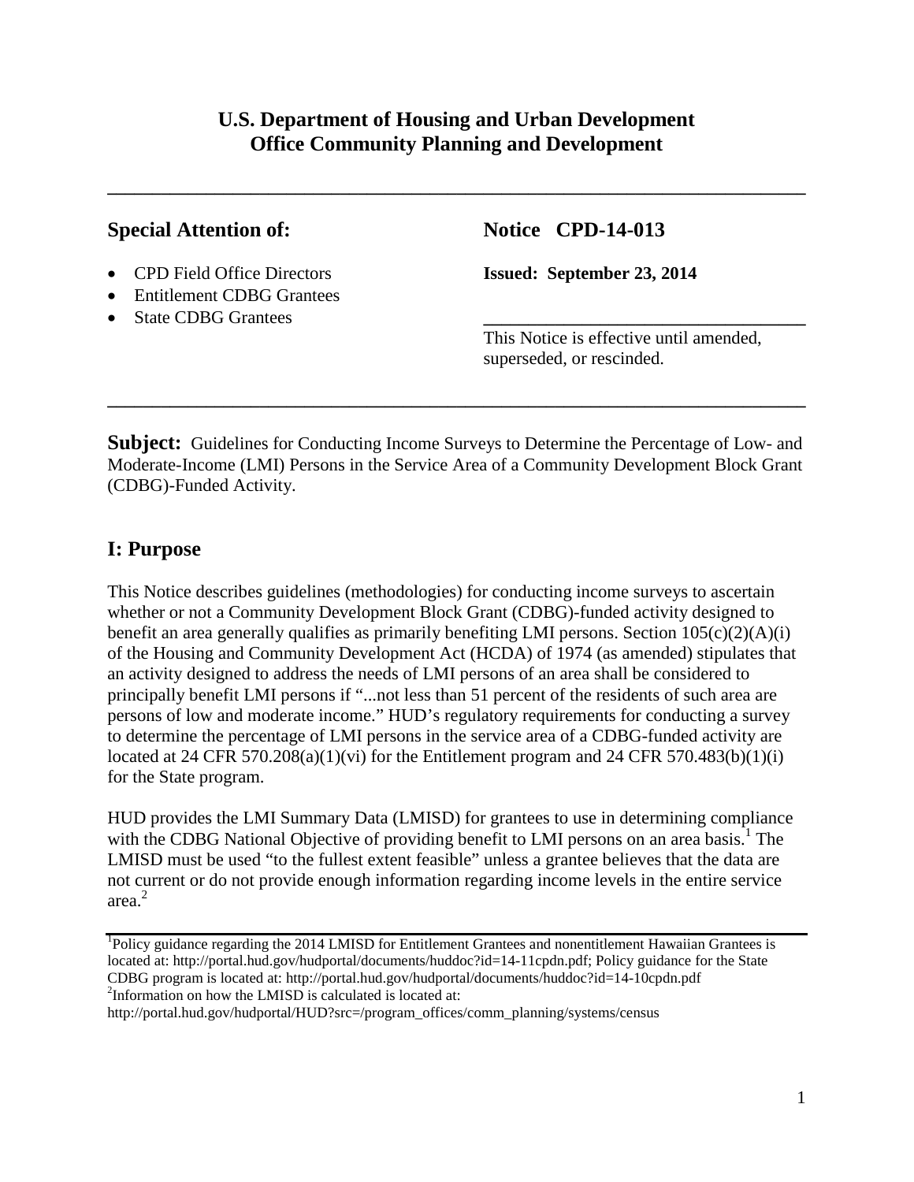**U.S. Department of Housing and Urban Development**
**Office Community Planning and Development**

---

**Special Attention of:**

- CPD Field Office Directors
- Entitlement CDBG Grantees
- State CDBG Grantees

**Notice CPD-14-013**

**Issued: September 23, 2014**

This Notice is effective until amended, superseded, or rescinded.

---

**Subject:** Guidelines for Conducting Income Surveys to Determine the Percentage of Low- and Moderate-Income (LMI) Persons in the Service Area of a Community Development Block Grant (CDBG)-Funded Activity.

## I: Purpose

This Notice describes guidelines (methodologies) for conducting income surveys to ascertain whether or not a Community Development Block Grant (CDBG)-funded activity designed to benefit an area generally qualifies as primarily benefiting LMI persons. Section 105(c)(2)(A)(i) of the Housing and Community Development Act (HCDA) of 1974 (as amended) stipulates that an activity designed to address the needs of LMI persons of an area shall be considered to principally benefit LMI persons if "...not less than 51 percent of the residents of such area are persons of low and moderate income." HUD's regulatory requirements for conducting a survey to determine the percentage of LMI persons in the service area of a CDBG-funded activity are located at 24 CFR 570.208(a)(1)(vi) for the Entitlement program and 24 CFR 570.483(b)(1)(i) for the State program.

HUD provides the LMI Summary Data (LMISD) for grantees to use in determining compliance with the CDBG National Objective of providing benefit to LMI persons on an area basis.[1] The LMISD must be used "to the fullest extent feasible" unless a grantee believes that the data are not current or do not provide enough information regarding income levels in the entire service area.[2]

---

[1] Policy guidance regarding the 2014 LMISD for Entitlement Grantees and nonentitlement Hawaiian Grantees is located at: http://portal.hud.gov/hudportal/documents/huddoc?id=14-11cpdn.pdf; Policy guidance for the State CDBG program is located at: http://portal.hud.gov/hudportal/documents/huddoc?id=14-10cpdn.pdf

[2] Information on how the LMISD is calculated is located at: http://portal.hud.gov/hudportal/HUD?src=/program_offices/comm_planning/systems/census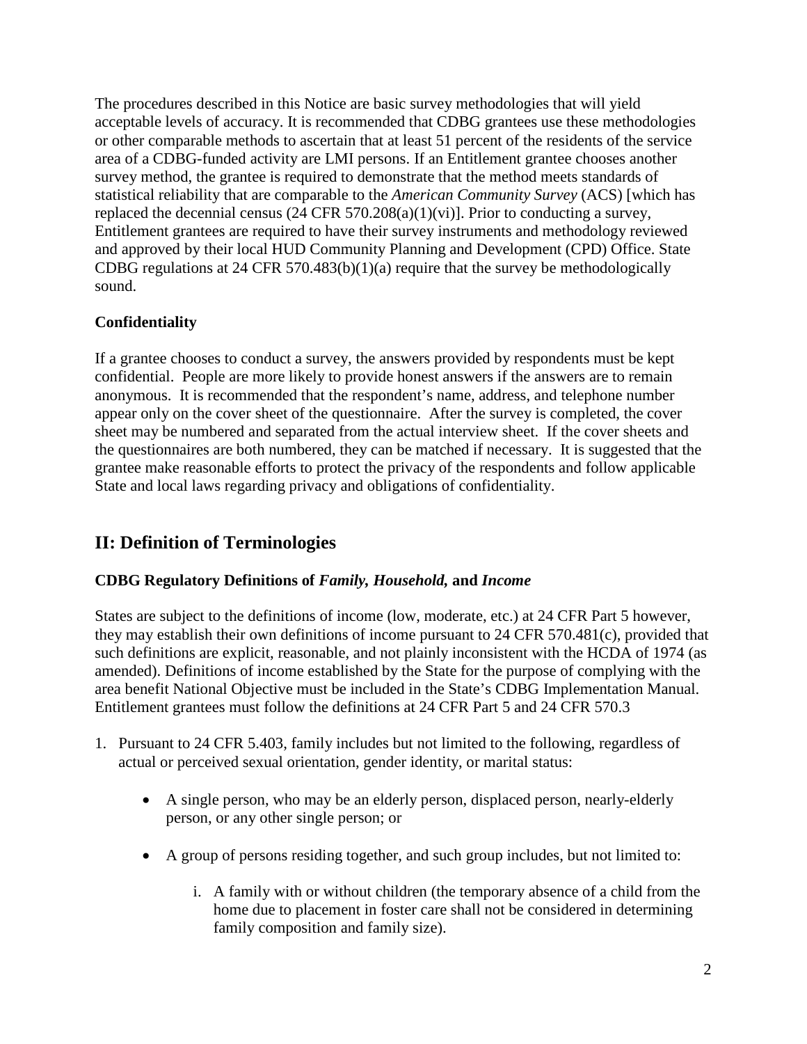The procedures described in this Notice are basic survey methodologies that will yield acceptable levels of accuracy. It is recommended that CDBG grantees use these methodologies or other comparable methods to ascertain that at least 51 percent of the residents of the service area of a CDBG-funded activity are LMI persons. If an Entitlement grantee chooses another survey method, the grantee is required to demonstrate that the method meets standards of statistical reliability that are comparable to the *American Community Survey* (ACS) [which has replaced the decennial census (24 CFR 570.208(a)(1)(vi)]. Prior to conducting a survey, Entitlement grantees are required to have their survey instruments and methodology reviewed and approved by their local HUD Community Planning and Development (CPD) Office. State CDBG regulations at 24 CFR 570.483(b)(1)(a) require that the survey be methodologically sound.

**Confidentiality**

If a grantee chooses to conduct a survey, the answers provided by respondents must be kept confidential. People are more likely to provide honest answers if the answers are to remain anonymous. It is recommended that the respondent's name, address, and telephone number appear only on the cover sheet of the questionnaire. After the survey is completed, the cover sheet may be numbered and separated from the actual interview sheet. If the cover sheets and the questionnaires are both numbered, they can be matched if necessary. It is suggested that the grantee make reasonable efforts to protect the privacy of the respondents and follow applicable State and local laws regarding privacy and obligations of confidentiality.

## II: Definition of Terminologies

**CDBG Regulatory Definitions of *Family, Household,* and *Income***

States are subject to the definitions of income (low, moderate, etc.) at 24 CFR Part 5 however, they may establish their own definitions of income pursuant to 24 CFR 570.481(c), provided that such definitions are explicit, reasonable, and not plainly inconsistent with the HCDA of 1974 (as amended). Definitions of income established by the State for the purpose of complying with the area benefit National Objective must be included in the State's CDBG Implementation Manual. Entitlement grantees must follow the definitions at 24 CFR Part 5 and 24 CFR 570.3

1. Pursuant to 24 CFR 5.403, family includes but not limited to the following, regardless of actual or perceived sexual orientation, gender identity, or marital status:

    - A single person, who may be an elderly person, displaced person, nearly-elderly person, or any other single person; or

    - A group of persons residing together, and such group includes, but not limited to:

        i. A family with or without children (the temporary absence of a child from the home due to placement in foster care shall not be considered in determining family composition and family size).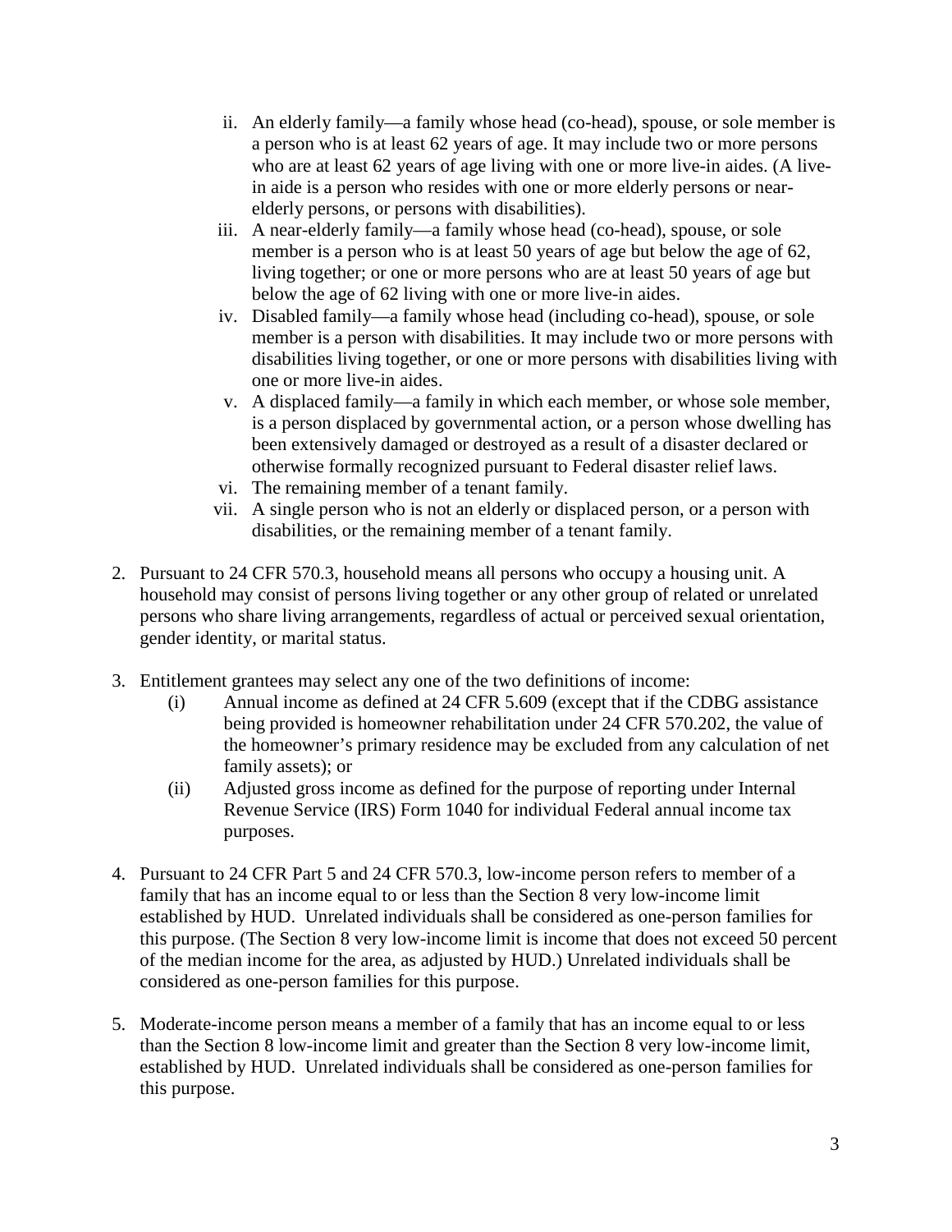ii. An elderly family—a family whose head (co-head), spouse, or sole member is a person who is at least 62 years of age. It may include two or more persons who are at least 62 years of age living with one or more live-in aides. (A live-in aide is a person who resides with one or more elderly persons or near-elderly persons, or persons with disabilities).

iii. A near-elderly family—a family whose head (co-head), spouse, or sole member is a person who is at least 50 years of age but below the age of 62, living together; or one or more persons who are at least 50 years of age but below the age of 62 living with one or more live-in aides.

iv. Disabled family—a family whose head (including co-head), spouse, or sole member is a person with disabilities. It may include two or more persons with disabilities living together, or one or more persons with disabilities living with one or more live-in aides.

v. A displaced family—a family in which each member, or whose sole member, is a person displaced by governmental action, or a person whose dwelling has been extensively damaged or destroyed as a result of a disaster declared or otherwise formally recognized pursuant to Federal disaster relief laws.

vi. The remaining member of a tenant family.

vii. A single person who is not an elderly or displaced person, or a person with disabilities, or the remaining member of a tenant family.

2. Pursuant to 24 CFR 570.3, household means all persons who occupy a housing unit. A household may consist of persons living together or any other group of related or unrelated persons who share living arrangements, regardless of actual or perceived sexual orientation, gender identity, or marital status.

3. Entitlement grantees may select any one of the two definitions of income:
   (i) Annual income as defined at 24 CFR 5.609 (except that if the CDBG assistance being provided is homeowner rehabilitation under 24 CFR 570.202, the value of the homeowner's primary residence may be excluded from any calculation of net family assets); or
   (ii) Adjusted gross income as defined for the purpose of reporting under Internal Revenue Service (IRS) Form 1040 for individual Federal annual income tax purposes.

4. Pursuant to 24 CFR Part 5 and 24 CFR 570.3, low-income person refers to member of a family that has an income equal to or less than the Section 8 very low-income limit established by HUD. Unrelated individuals shall be considered as one-person families for this purpose. (The Section 8 very low-income limit is income that does not exceed 50 percent of the median income for the area, as adjusted by HUD.) Unrelated individuals shall be considered as one-person families for this purpose.

5. Moderate-income person means a member of a family that has an income equal to or less than the Section 8 low-income limit and greater than the Section 8 very low-income limit, established by HUD. Unrelated individuals shall be considered as one-person families for this purpose.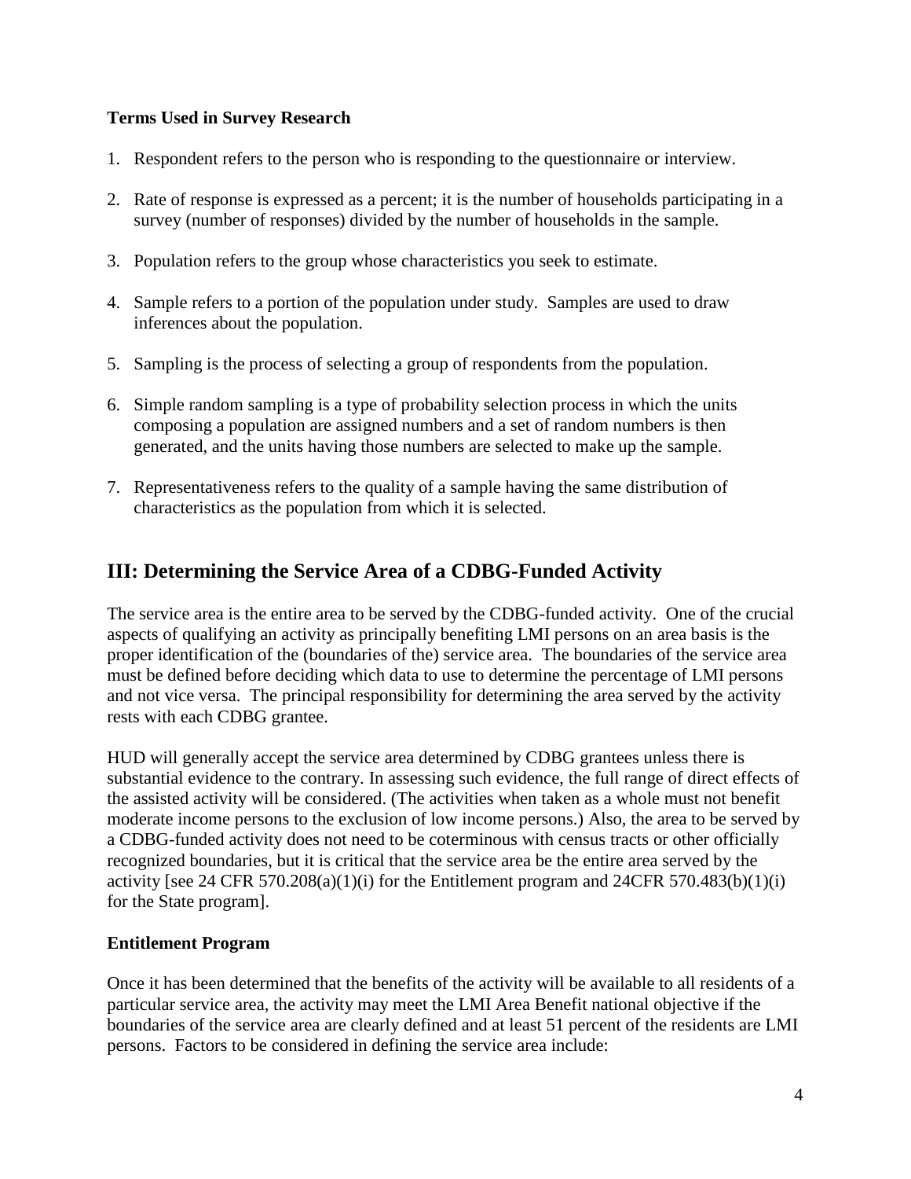**Terms Used in Survey Research**

1. Respondent refers to the person who is responding to the questionnaire or interview.

2. Rate of response is expressed as a percent; it is the number of households participating in a survey (number of responses) divided by the number of households in the sample.

3. Population refers to the group whose characteristics you seek to estimate.

4. Sample refers to a portion of the population under study. Samples are used to draw inferences about the population.

5. Sampling is the process of selecting a group of respondents from the population.

6. Simple random sampling is a type of probability selection process in which the units composing a population are assigned numbers and a set of random numbers is then generated, and the units having those numbers are selected to make up the sample.

7. Representativeness refers to the quality of a sample having the same distribution of characteristics as the population from which it is selected.

## III: Determining the Service Area of a CDBG-Funded Activity

The service area is the entire area to be served by the CDBG-funded activity. One of the crucial aspects of qualifying an activity as principally benefiting LMI persons on an area basis is the proper identification of the (boundaries of the) service area. The boundaries of the service area must be defined before deciding which data to use to determine the percentage of LMI persons and not vice versa. The principal responsibility for determining the area served by the activity rests with each CDBG grantee.

HUD will generally accept the service area determined by CDBG grantees unless there is substantial evidence to the contrary. In assessing such evidence, the full range of direct effects of the assisted activity will be considered. (The activities when taken as a whole must not benefit moderate income persons to the exclusion of low income persons.) Also, the area to be served by a CDBG-funded activity does not need to be coterminous with census tracts or other officially recognized boundaries, but it is critical that the service area be the entire area served by the activity [see 24 CFR 570.208(a)(1)(i) for the Entitlement program and 24CFR 570.483(b)(1)(i) for the State program].

**Entitlement Program**

Once it has been determined that the benefits of the activity will be available to all residents of a particular service area, the activity may meet the LMI Area Benefit national objective if the boundaries of the service area are clearly defined and at least 51 percent of the residents are LMI persons. Factors to be considered in defining the service area include: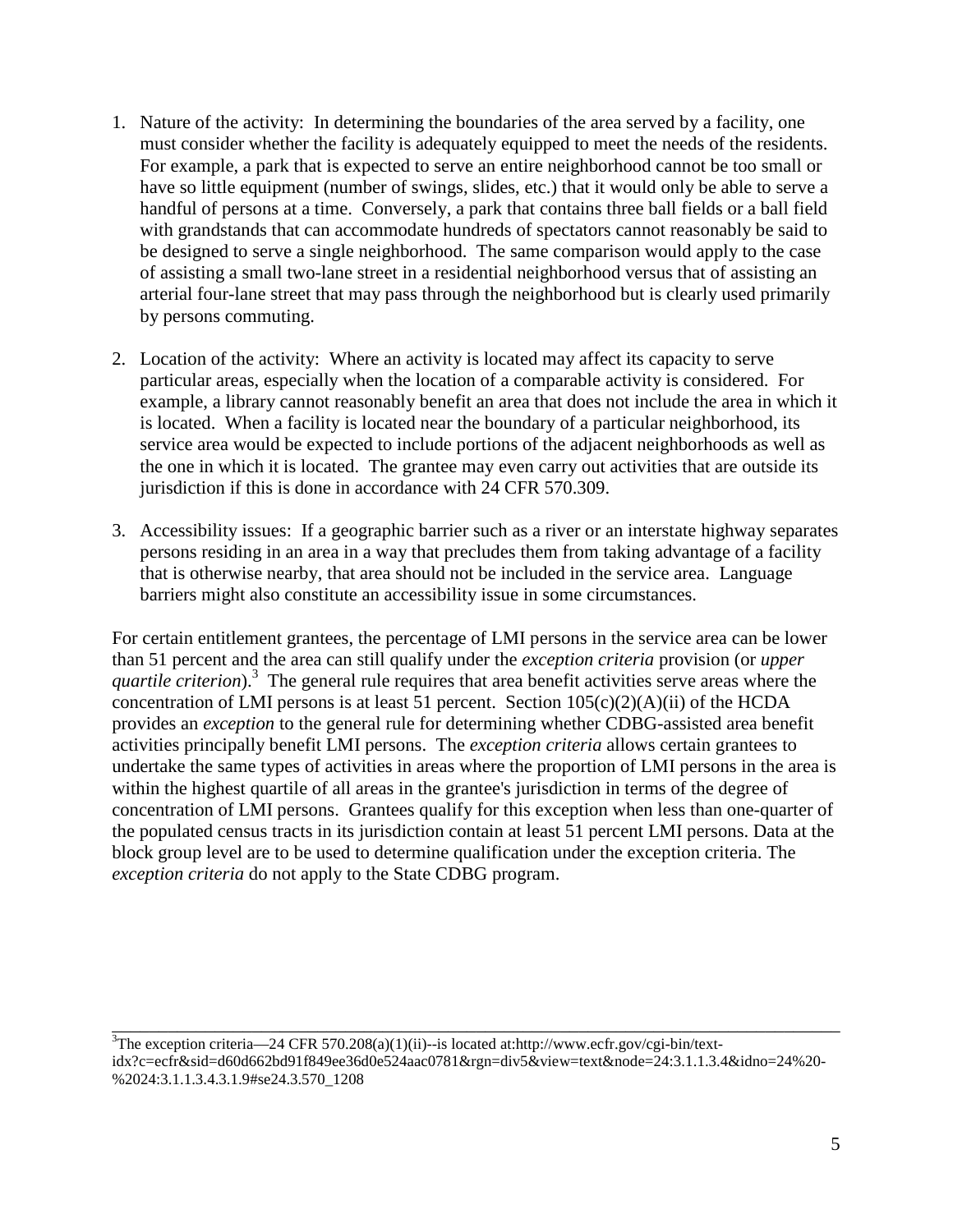1. Nature of the activity: In determining the boundaries of the area served by a facility, one must consider whether the facility is adequately equipped to meet the needs of the residents. For example, a park that is expected to serve an entire neighborhood cannot be too small or have so little equipment (number of swings, slides, etc.) that it would only be able to serve a handful of persons at a time. Conversely, a park that contains three ball fields or a ball field with grandstands that can accommodate hundreds of spectators cannot reasonably be said to be designed to serve a single neighborhood. The same comparison would apply to the case of assisting a small two-lane street in a residential neighborhood versus that of assisting an arterial four-lane street that may pass through the neighborhood but is clearly used primarily by persons commuting.

2. Location of the activity: Where an activity is located may affect its capacity to serve particular areas, especially when the location of a comparable activity is considered. For example, a library cannot reasonably benefit an area that does not include the area in which it is located. When a facility is located near the boundary of a particular neighborhood, its service area would be expected to include portions of the adjacent neighborhoods as well as the one in which it is located. The grantee may even carry out activities that are outside its jurisdiction if this is done in accordance with 24 CFR 570.309.

3. Accessibility issues: If a geographic barrier such as a river or an interstate highway separates persons residing in an area in a way that precludes them from taking advantage of a facility that is otherwise nearby, that area should not be included in the service area. Language barriers might also constitute an accessibility issue in some circumstances.

For certain entitlement grantees, the percentage of LMI persons in the service area can be lower than 51 percent and the area can still qualify under the *exception criteria* provision (or *upper quartile criterion*).[3] The general rule requires that area benefit activities serve areas where the concentration of LMI persons is at least 51 percent. Section 105(c)(2)(A)(ii) of the HCDA provides an *exception* to the general rule for determining whether CDBG-assisted area benefit activities principally benefit LMI persons. The *exception criteria* allows certain grantees to undertake the same types of activities in areas where the proportion of LMI persons in the area is within the highest quartile of all areas in the grantee's jurisdiction in terms of the degree of concentration of LMI persons. Grantees qualify for this exception when less than one-quarter of the populated census tracts in its jurisdiction contain at least 51 percent LMI persons. Data at the block group level are to be used to determine qualification under the exception criteria. The *exception criteria* do not apply to the State CDBG program.

---

[3] The exception criteria—24 CFR 570.208(a)(1)(ii)--is located at:http://www.ecfr.gov/cgi-bin/text-idx?c=ecfr&sid=d60d662bd91f849ee36d0e524aac0781&rgn=div5&view=text&node=24:3.1.1.3.4&idno=24%20-%2024:3.1.1.3.4.3.1.9#se24.3.570_1208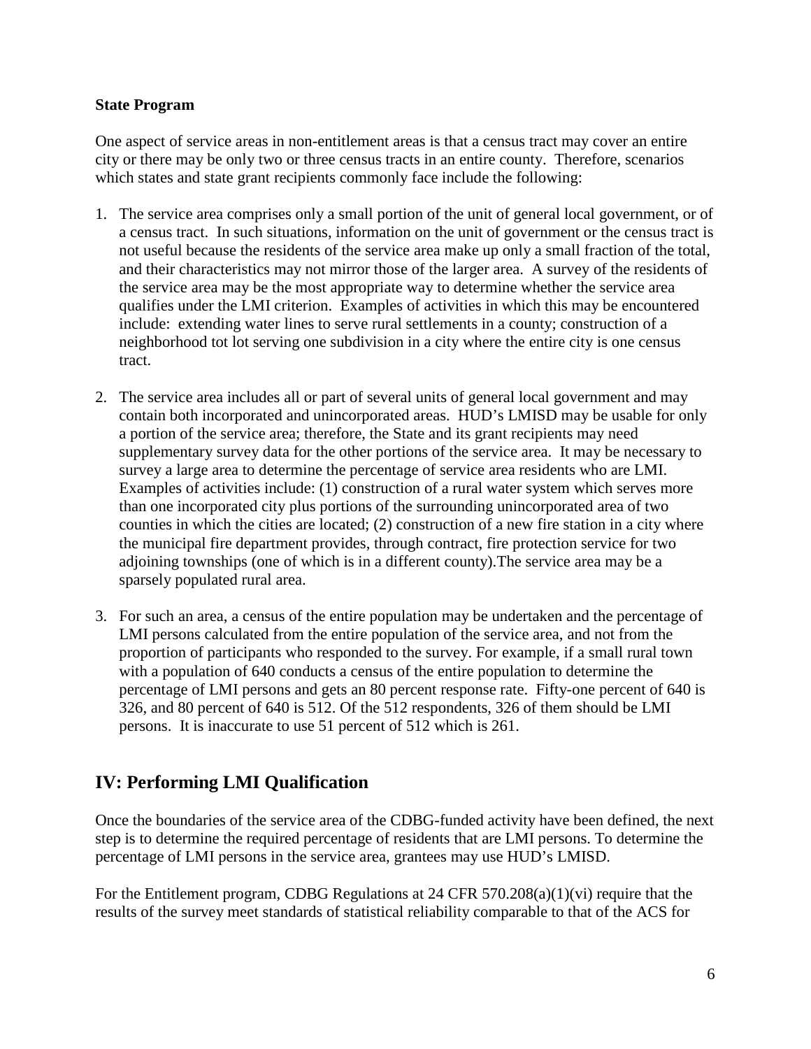**State Program**

One aspect of service areas in non-entitlement areas is that a census tract may cover an entire city or there may be only two or three census tracts in an entire county. Therefore, scenarios which states and state grant recipients commonly face include the following:

1. The service area comprises only a small portion of the unit of general local government, or of a census tract. In such situations, information on the unit of government or the census tract is not useful because the residents of the service area make up only a small fraction of the total, and their characteristics may not mirror those of the larger area. A survey of the residents of the service area may be the most appropriate way to determine whether the service area qualifies under the LMI criterion. Examples of activities in which this may be encountered include: extending water lines to serve rural settlements in a county; construction of a neighborhood tot lot serving one subdivision in a city where the entire city is one census tract.

2. The service area includes all or part of several units of general local government and may contain both incorporated and unincorporated areas. HUD's LMISD may be usable for only a portion of the service area; therefore, the State and its grant recipients may need supplementary survey data for the other portions of the service area. It may be necessary to survey a large area to determine the percentage of service area residents who are LMI. Examples of activities include: (1) construction of a rural water system which serves more than one incorporated city plus portions of the surrounding unincorporated area of two counties in which the cities are located; (2) construction of a new fire station in a city where the municipal fire department provides, through contract, fire protection service for two adjoining townships (one of which is in a different county).The service area may be a sparsely populated rural area.

3. For such an area, a census of the entire population may be undertaken and the percentage of LMI persons calculated from the entire population of the service area, and not from the proportion of participants who responded to the survey. For example, if a small rural town with a population of 640 conducts a census of the entire population to determine the percentage of LMI persons and gets an 80 percent response rate. Fifty-one percent of 640 is 326, and 80 percent of 640 is 512. Of the 512 respondents, 326 of them should be LMI persons. It is inaccurate to use 51 percent of 512 which is 261.

## IV: Performing LMI Qualification

Once the boundaries of the service area of the CDBG-funded activity have been defined, the next step is to determine the required percentage of residents that are LMI persons. To determine the percentage of LMI persons in the service area, grantees may use HUD's LMISD.

For the Entitlement program, CDBG Regulations at 24 CFR 570.208(a)(1)(vi) require that the results of the survey meet standards of statistical reliability comparable to that of the ACS for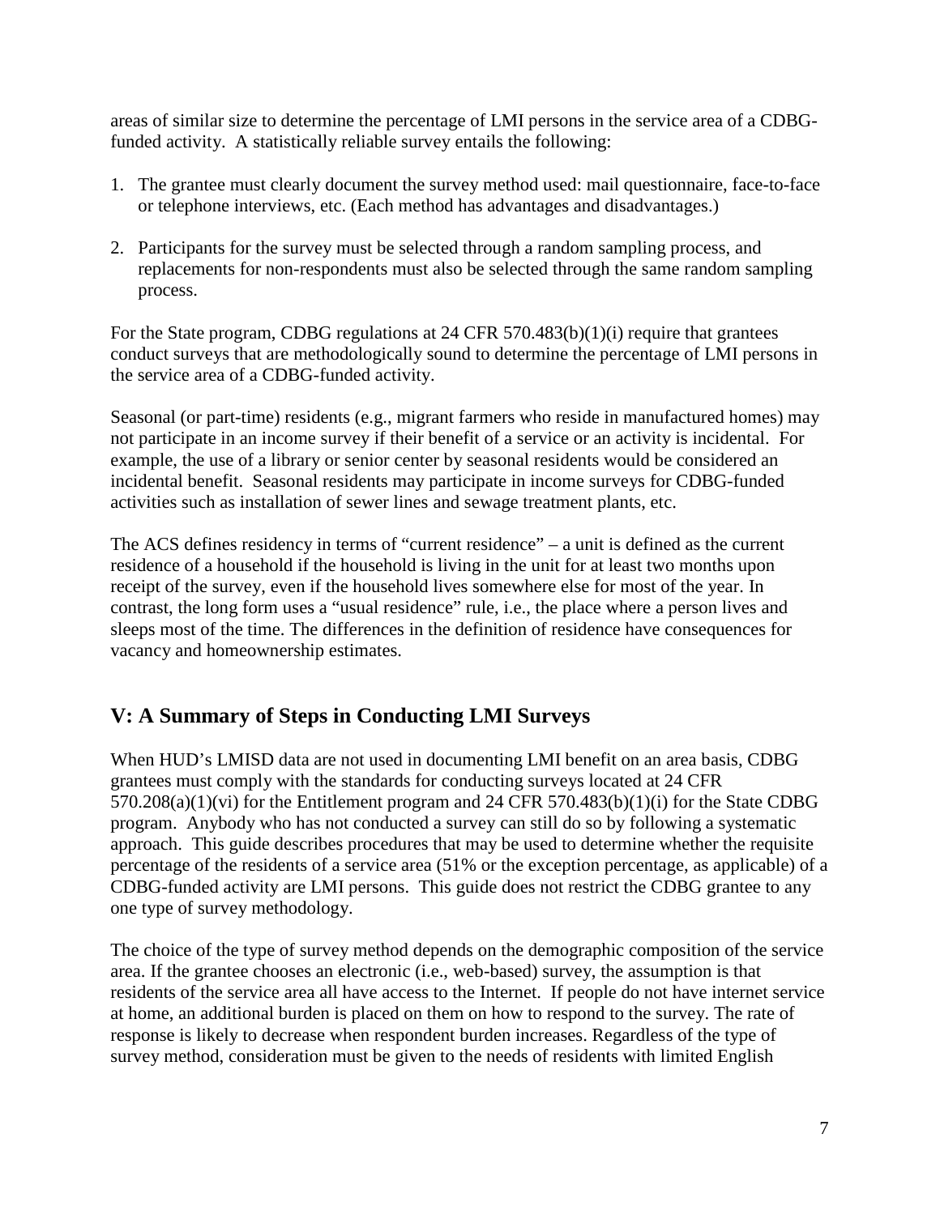areas of similar size to determine the percentage of LMI persons in the service area of a CDBG-funded activity. A statistically reliable survey entails the following:

1. The grantee must clearly document the survey method used: mail questionnaire, face-to-face or telephone interviews, etc. (Each method has advantages and disadvantages.)
2. Participants for the survey must be selected through a random sampling process, and replacements for non-respondents must also be selected through the same random sampling process.

For the State program, CDBG regulations at 24 CFR 570.483(b)(1)(i) require that grantees conduct surveys that are methodologically sound to determine the percentage of LMI persons in the service area of a CDBG-funded activity.

Seasonal (or part-time) residents (e.g., migrant farmers who reside in manufactured homes) may not participate in an income survey if their benefit of a service or an activity is incidental. For example, the use of a library or senior center by seasonal residents would be considered an incidental benefit. Seasonal residents may participate in income surveys for CDBG-funded activities such as installation of sewer lines and sewage treatment plants, etc.

The ACS defines residency in terms of "current residence" – a unit is defined as the current residence of a household if the household is living in the unit for at least two months upon receipt of the survey, even if the household lives somewhere else for most of the year. In contrast, the long form uses a "usual residence" rule, i.e., the place where a person lives and sleeps most of the time. The differences in the definition of residence have consequences for vacancy and homeownership estimates.

## V: A Summary of Steps in Conducting LMI Surveys

When HUD's LMISD data are not used in documenting LMI benefit on an area basis, CDBG grantees must comply with the standards for conducting surveys located at 24 CFR 570.208(a)(1)(vi) for the Entitlement program and 24 CFR 570.483(b)(1)(i) for the State CDBG program. Anybody who has not conducted a survey can still do so by following a systematic approach. This guide describes procedures that may be used to determine whether the requisite percentage of the residents of a service area (51% or the exception percentage, as applicable) of a CDBG-funded activity are LMI persons. This guide does not restrict the CDBG grantee to any one type of survey methodology.

The choice of the type of survey method depends on the demographic composition of the service area. If the grantee chooses an electronic (i.e., web-based) survey, the assumption is that residents of the service area all have access to the Internet. If people do not have internet service at home, an additional burden is placed on them on how to respond to the survey. The rate of response is likely to decrease when respondent burden increases. Regardless of the type of survey method, consideration must be given to the needs of residents with limited English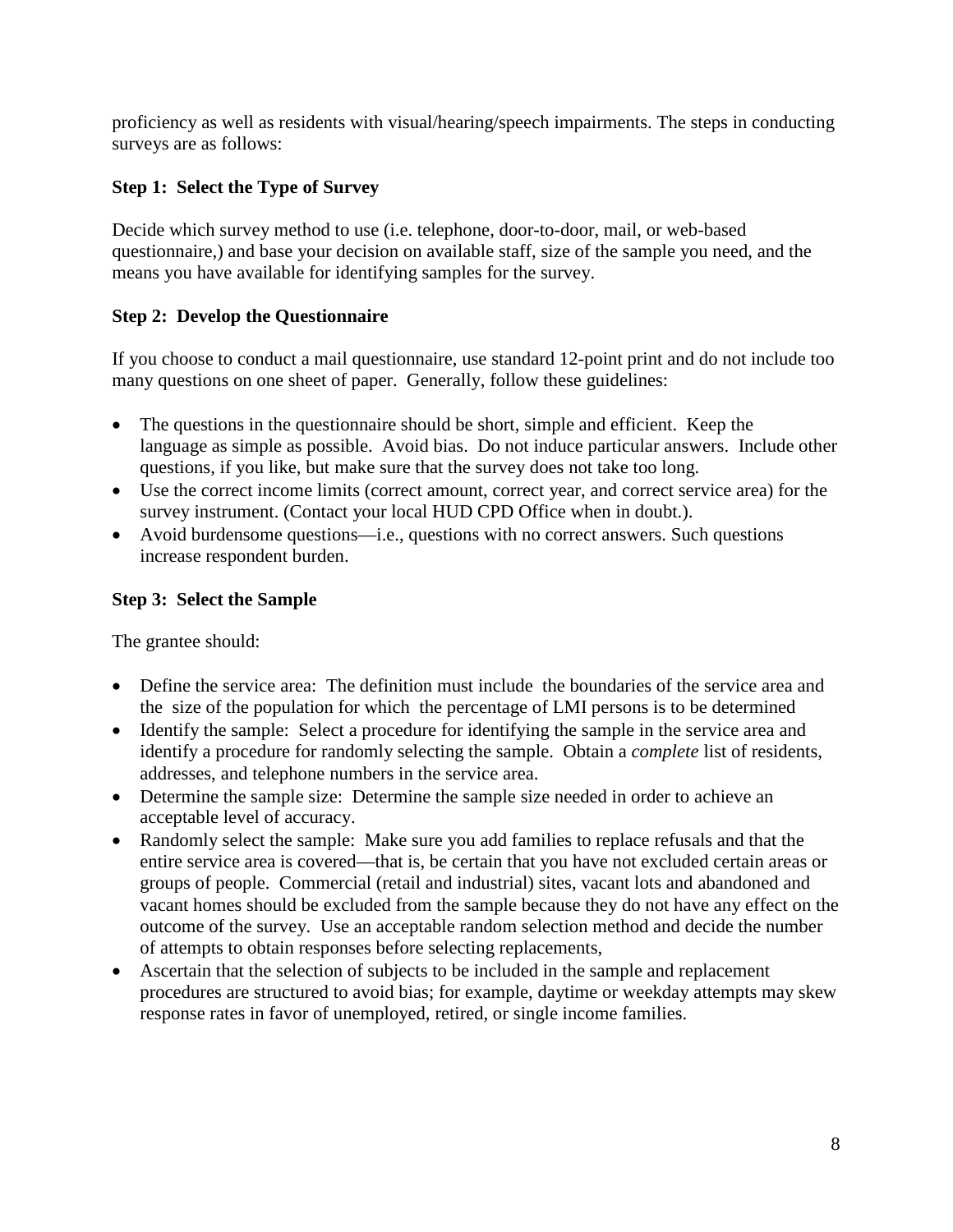proficiency as well as residents with visual/hearing/speech impairments. The steps in conducting surveys are as follows:

### Step 1: Select the Type of Survey

Decide which survey method to use (i.e. telephone, door-to-door, mail, or web-based questionnaire,) and base your decision on available staff, size of the sample you need, and the means you have available for identifying samples for the survey.

### Step 2: Develop the Questionnaire

If you choose to conduct a mail questionnaire, use standard 12-point print and do not include too many questions on one sheet of paper. Generally, follow these guidelines:

- The questions in the questionnaire should be short, simple and efficient. Keep the language as simple as possible. Avoid bias. Do not induce particular answers. Include other questions, if you like, but make sure that the survey does not take too long.
- Use the correct income limits (correct amount, correct year, and correct service area) for the survey instrument. (Contact your local HUD CPD Office when in doubt.).
- Avoid burdensome questions—i.e., questions with no correct answers. Such questions increase respondent burden.

### Step 3: Select the Sample

The grantee should:

- Define the service area: The definition must include the boundaries of the service area and the size of the population for which the percentage of LMI persons is to be determined
- Identify the sample: Select a procedure for identifying the sample in the service area and identify a procedure for randomly selecting the sample. Obtain a *complete* list of residents, addresses, and telephone numbers in the service area.
- Determine the sample size: Determine the sample size needed in order to achieve an acceptable level of accuracy.
- Randomly select the sample: Make sure you add families to replace refusals and that the entire service area is covered—that is, be certain that you have not excluded certain areas or groups of people. Commercial (retail and industrial) sites, vacant lots and abandoned and vacant homes should be excluded from the sample because they do not have any effect on the outcome of the survey. Use an acceptable random selection method and decide the number of attempts to obtain responses before selecting replacements,
- Ascertain that the selection of subjects to be included in the sample and replacement procedures are structured to avoid bias; for example, daytime or weekday attempts may skew response rates in favor of unemployed, retired, or single income families.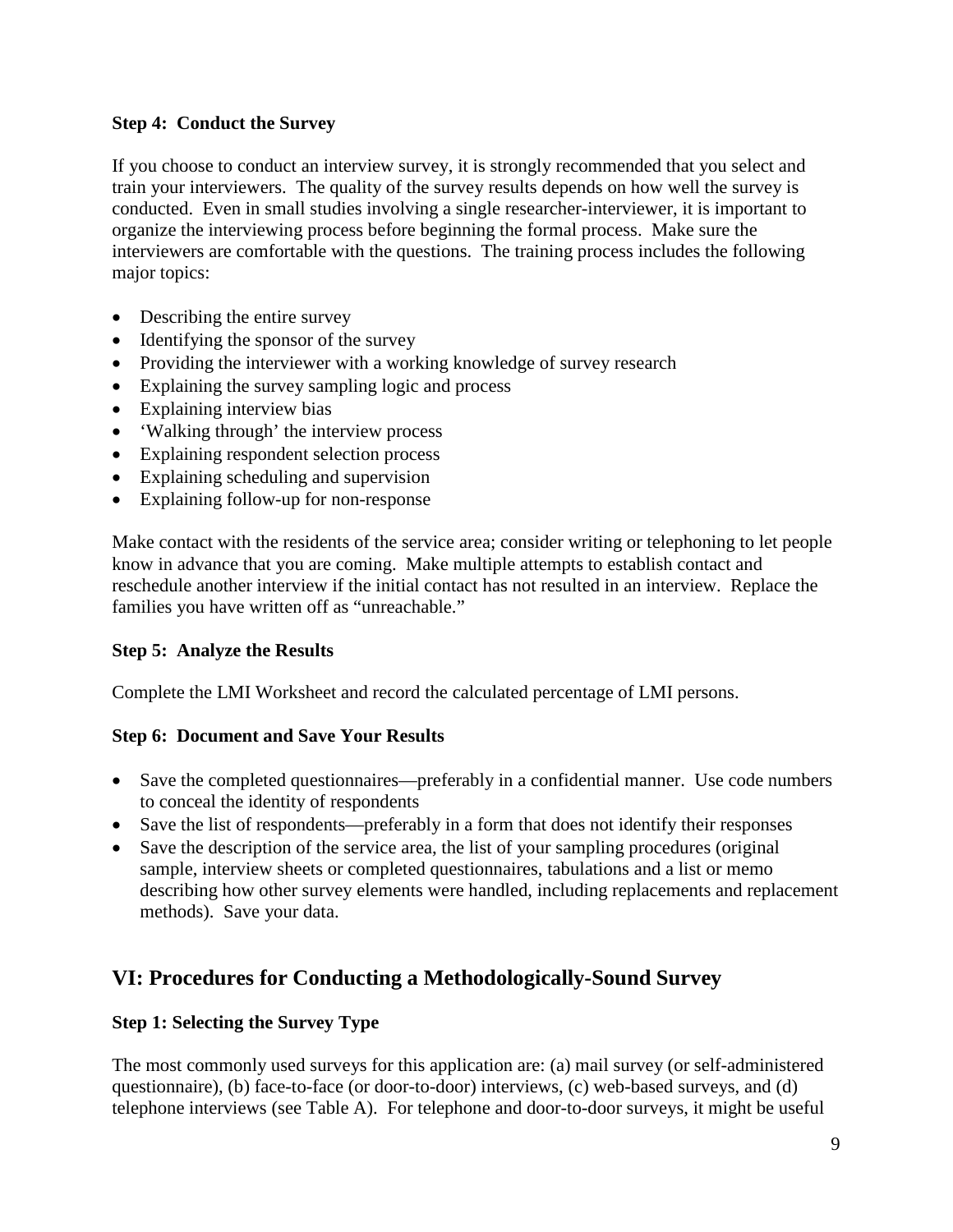**Step 4: Conduct the Survey**

If you choose to conduct an interview survey, it is strongly recommended that you select and train your interviewers. The quality of the survey results depends on how well the survey is conducted. Even in small studies involving a single researcher-interviewer, it is important to organize the interviewing process before beginning the formal process. Make sure the interviewers are comfortable with the questions. The training process includes the following major topics:

- Describing the entire survey
- Identifying the sponsor of the survey
- Providing the interviewer with a working knowledge of survey research
- Explaining the survey sampling logic and process
- Explaining interview bias
- 'Walking through' the interview process
- Explaining respondent selection process
- Explaining scheduling and supervision
- Explaining follow-up for non-response

Make contact with the residents of the service area; consider writing or telephoning to let people know in advance that you are coming. Make multiple attempts to establish contact and reschedule another interview if the initial contact has not resulted in an interview. Replace the families you have written off as "unreachable."

**Step 5: Analyze the Results**

Complete the LMI Worksheet and record the calculated percentage of LMI persons.

**Step 6: Document and Save Your Results**

- Save the completed questionnaires—preferably in a confidential manner. Use code numbers to conceal the identity of respondents
- Save the list of respondents—preferably in a form that does not identify their responses
- Save the description of the service area, the list of your sampling procedures (original sample, interview sheets or completed questionnaires, tabulations and a list or memo describing how other survey elements were handled, including replacements and replacement methods). Save your data.

## VI: Procedures for Conducting a Methodologically-Sound Survey

**Step 1: Selecting the Survey Type**

The most commonly used surveys for this application are: (a) mail survey (or self-administered questionnaire), (b) face-to-face (or door-to-door) interviews, (c) web-based surveys, and (d) telephone interviews (see Table A). For telephone and door-to-door surveys, it might be useful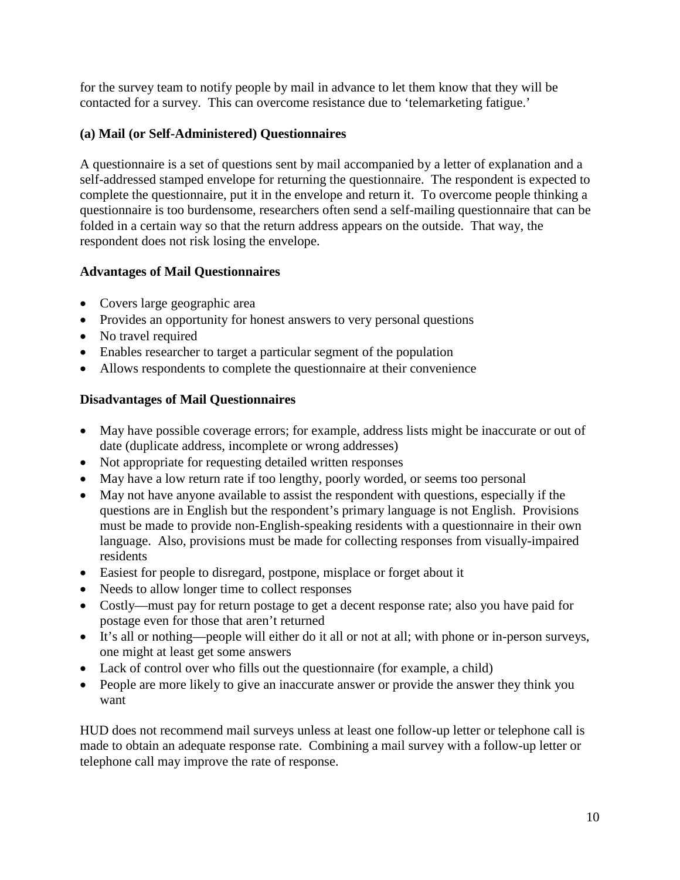for the survey team to notify people by mail in advance to let them know that they will be contacted for a survey. This can overcome resistance due to 'telemarketing fatigue.'

### (a) Mail (or Self-Administered) Questionnaires

A questionnaire is a set of questions sent by mail accompanied by a letter of explanation and a self-addressed stamped envelope for returning the questionnaire. The respondent is expected to complete the questionnaire, put it in the envelope and return it. To overcome people thinking a questionnaire is too burdensome, researchers often send a self-mailing questionnaire that can be folded in a certain way so that the return address appears on the outside. That way, the respondent does not risk losing the envelope.

**Advantages of Mail Questionnaires**

- Covers large geographic area
- Provides an opportunity for honest answers to very personal questions
- No travel required
- Enables researcher to target a particular segment of the population
- Allows respondents to complete the questionnaire at their convenience

**Disadvantages of Mail Questionnaires**

- May have possible coverage errors; for example, address lists might be inaccurate or out of date (duplicate address, incomplete or wrong addresses)
- Not appropriate for requesting detailed written responses
- May have a low return rate if too lengthy, poorly worded, or seems too personal
- May not have anyone available to assist the respondent with questions, especially if the questions are in English but the respondent's primary language is not English. Provisions must be made to provide non-English-speaking residents with a questionnaire in their own language. Also, provisions must be made for collecting responses from visually-impaired residents
- Easiest for people to disregard, postpone, misplace or forget about it
- Needs to allow longer time to collect responses
- Costly—must pay for return postage to get a decent response rate; also you have paid for postage even for those that aren't returned
- It's all or nothing—people will either do it all or not at all; with phone or in-person surveys, one might at least get some answers
- Lack of control over who fills out the questionnaire (for example, a child)
- People are more likely to give an inaccurate answer or provide the answer they think you want

HUD does not recommend mail surveys unless at least one follow-up letter or telephone call is made to obtain an adequate response rate. Combining a mail survey with a follow-up letter or telephone call may improve the rate of response.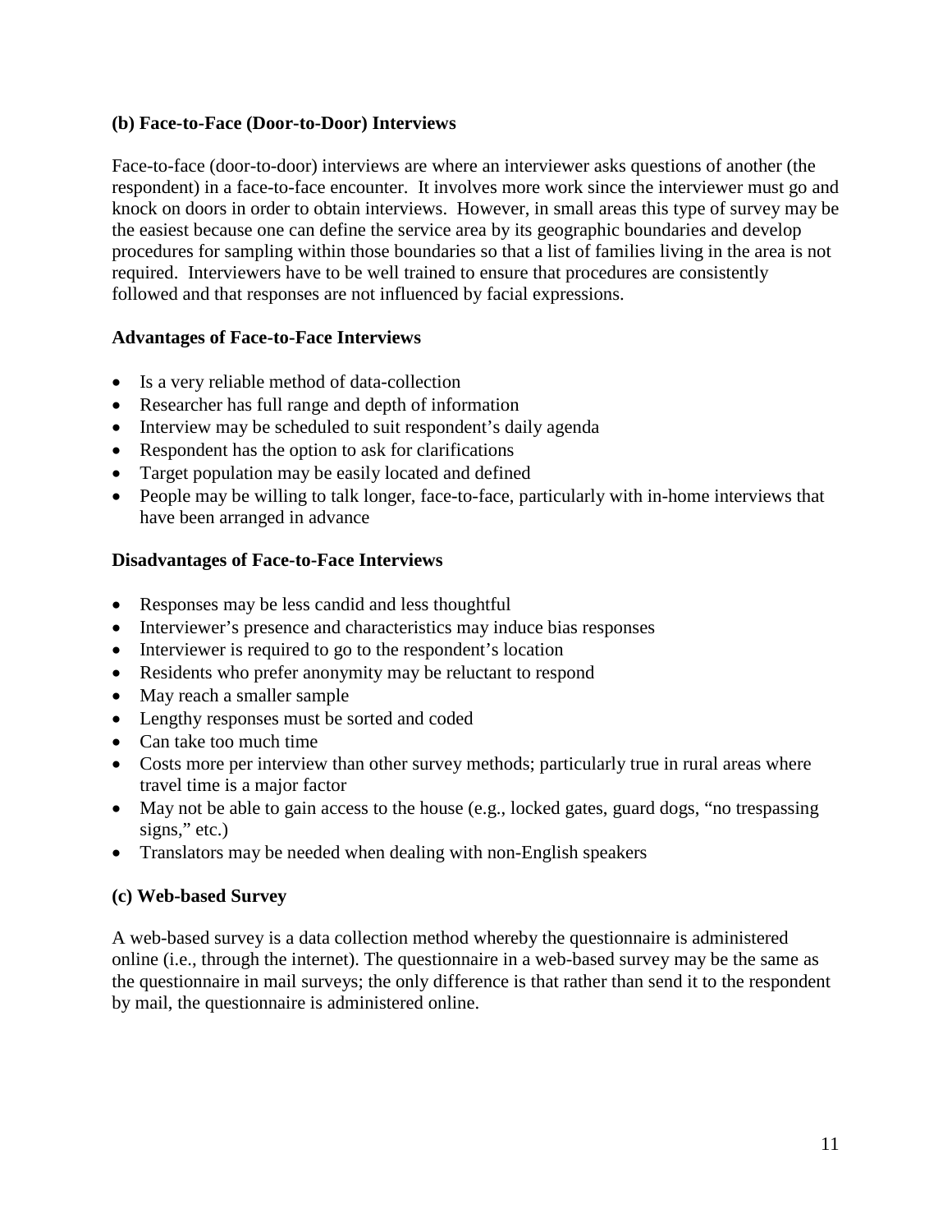### (b) Face-to-Face (Door-to-Door) Interviews

Face-to-face (door-to-door) interviews are where an interviewer asks questions of another (the respondent) in a face-to-face encounter. It involves more work since the interviewer must go and knock on doors in order to obtain interviews. However, in small areas this type of survey may be the easiest because one can define the service area by its geographic boundaries and develop procedures for sampling within those boundaries so that a list of families living in the area is not required. Interviewers have to be well trained to ensure that procedures are consistently followed and that responses are not influenced by facial expressions.

#### Advantages of Face-to-Face Interviews

- Is a very reliable method of data-collection
- Researcher has full range and depth of information
- Interview may be scheduled to suit respondent's daily agenda
- Respondent has the option to ask for clarifications
- Target population may be easily located and defined
- People may be willing to talk longer, face-to-face, particularly with in-home interviews that have been arranged in advance

#### Disadvantages of Face-to-Face Interviews

- Responses may be less candid and less thoughtful
- Interviewer's presence and characteristics may induce bias responses
- Interviewer is required to go to the respondent's location
- Residents who prefer anonymity may be reluctant to respond
- May reach a smaller sample
- Lengthy responses must be sorted and coded
- Can take too much time
- Costs more per interview than other survey methods; particularly true in rural areas where travel time is a major factor
- May not be able to gain access to the house (e.g., locked gates, guard dogs, "no trespassing signs," etc.)
- Translators may be needed when dealing with non-English speakers

### (c) Web-based Survey

A web-based survey is a data collection method whereby the questionnaire is administered online (i.e., through the internet). The questionnaire in a web-based survey may be the same as the questionnaire in mail surveys; the only difference is that rather than send it to the respondent by mail, the questionnaire is administered online.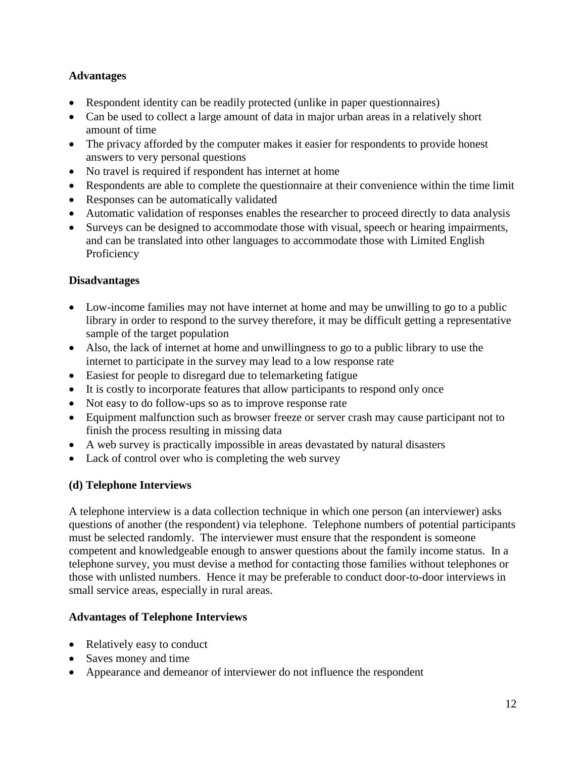**Advantages**

- Respondent identity can be readily protected (unlike in paper questionnaires)
- Can be used to collect a large amount of data in major urban areas in a relatively short amount of time
- The privacy afforded by the computer makes it easier for respondents to provide honest answers to very personal questions
- No travel is required if respondent has internet at home
- Respondents are able to complete the questionnaire at their convenience within the time limit
- Responses can be automatically validated
- Automatic validation of responses enables the researcher to proceed directly to data analysis
- Surveys can be designed to accommodate those with visual, speech or hearing impairments, and can be translated into other languages to accommodate those with Limited English Proficiency

**Disadvantages**

- Low-income families may not have internet at home and may be unwilling to go to a public library in order to respond to the survey therefore, it may be difficult getting a representative sample of the target population
- Also, the lack of internet at home and unwillingness to go to a public library to use the internet to participate in the survey may lead to a low response rate
- Easiest for people to disregard due to telemarketing fatigue
- It is costly to incorporate features that allow participants to respond only once
- Not easy to do follow-ups so as to improve response rate
- Equipment malfunction such as browser freeze or server crash may cause participant not to finish the process resulting in missing data
- A web survey is practically impossible in areas devastated by natural disasters
- Lack of control over who is completing the web survey

**(d) Telephone Interviews**

A telephone interview is a data collection technique in which one person (an interviewer) asks questions of another (the respondent) via telephone. Telephone numbers of potential participants must be selected randomly. The interviewer must ensure that the respondent is someone competent and knowledgeable enough to answer questions about the family income status. In a telephone survey, you must devise a method for contacting those families without telephones or those with unlisted numbers. Hence it may be preferable to conduct door-to-door interviews in small service areas, especially in rural areas.

**Advantages of Telephone Interviews**

- Relatively easy to conduct
- Saves money and time
- Appearance and demeanor of interviewer do not influence the respondent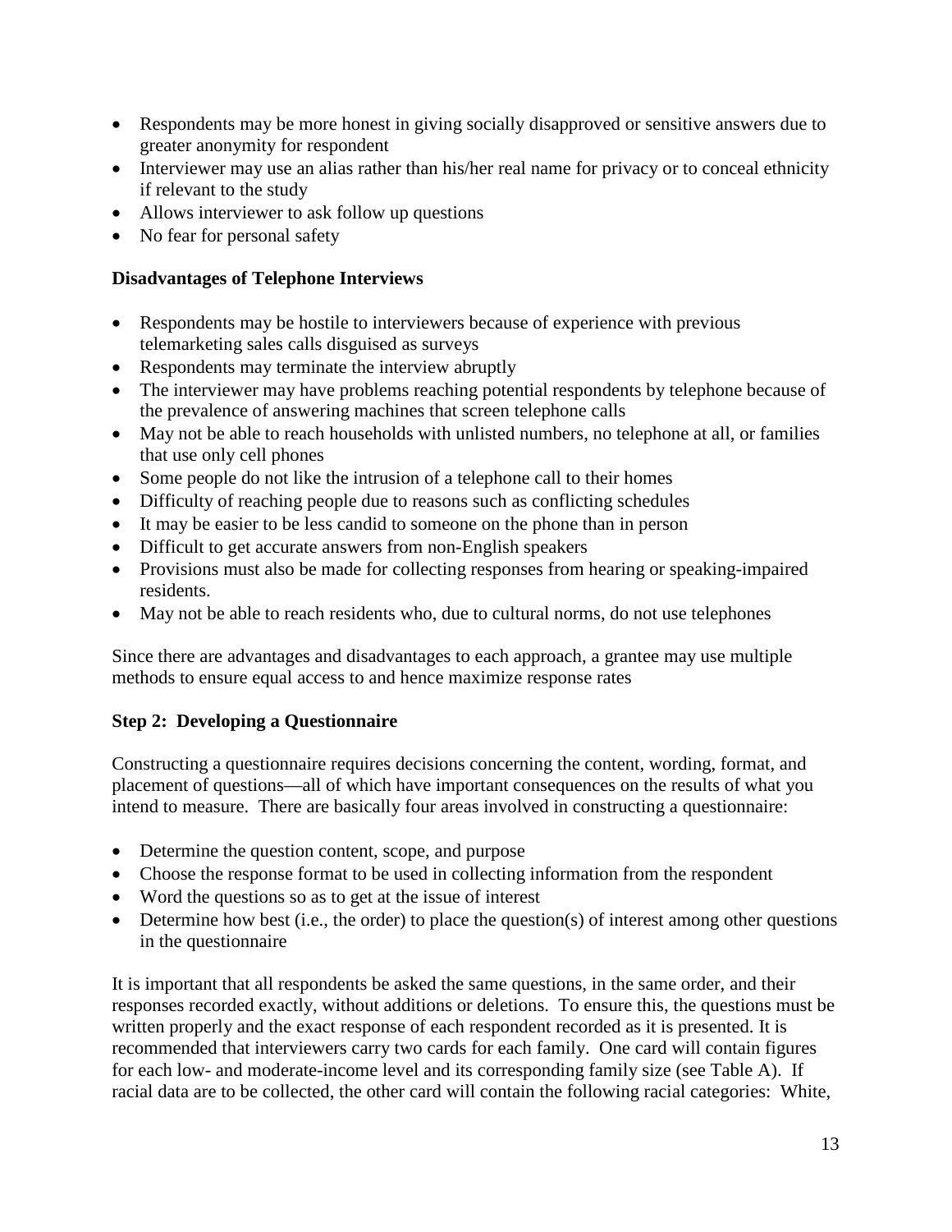- Respondents may be more honest in giving socially disapproved or sensitive answers due to greater anonymity for respondent
- Interviewer may use an alias rather than his/her real name for privacy or to conceal ethnicity if relevant to the study
- Allows interviewer to ask follow up questions
- No fear for personal safety

**Disadvantages of Telephone Interviews**

- Respondents may be hostile to interviewers because of experience with previous telemarketing sales calls disguised as surveys
- Respondents may terminate the interview abruptly
- The interviewer may have problems reaching potential respondents by telephone because of the prevalence of answering machines that screen telephone calls
- May not be able to reach households with unlisted numbers, no telephone at all, or families that use only cell phones
- Some people do not like the intrusion of a telephone call to their homes
- Difficulty of reaching people due to reasons such as conflicting schedules
- It may be easier to be less candid to someone on the phone than in person
- Difficult to get accurate answers from non-English speakers
- Provisions must also be made for collecting responses from hearing or speaking-impaired residents.
- May not be able to reach residents who, due to cultural norms, do not use telephones

Since there are advantages and disadvantages to each approach, a grantee may use multiple methods to ensure equal access to and hence maximize response rates

**Step 2: Developing a Questionnaire**

Constructing a questionnaire requires decisions concerning the content, wording, format, and placement of questions—all of which have important consequences on the results of what you intend to measure. There are basically four areas involved in constructing a questionnaire:

- Determine the question content, scope, and purpose
- Choose the response format to be used in collecting information from the respondent
- Word the questions so as to get at the issue of interest
- Determine how best (i.e., the order) to place the question(s) of interest among other questions in the questionnaire

It is important that all respondents be asked the same questions, in the same order, and their responses recorded exactly, without additions or deletions. To ensure this, the questions must be written properly and the exact response of each respondent recorded as it is presented. It is recommended that interviewers carry two cards for each family. One card will contain figures for each low- and moderate-income level and its corresponding family size (see Table A). If racial data are to be collected, the other card will contain the following racial categories: White,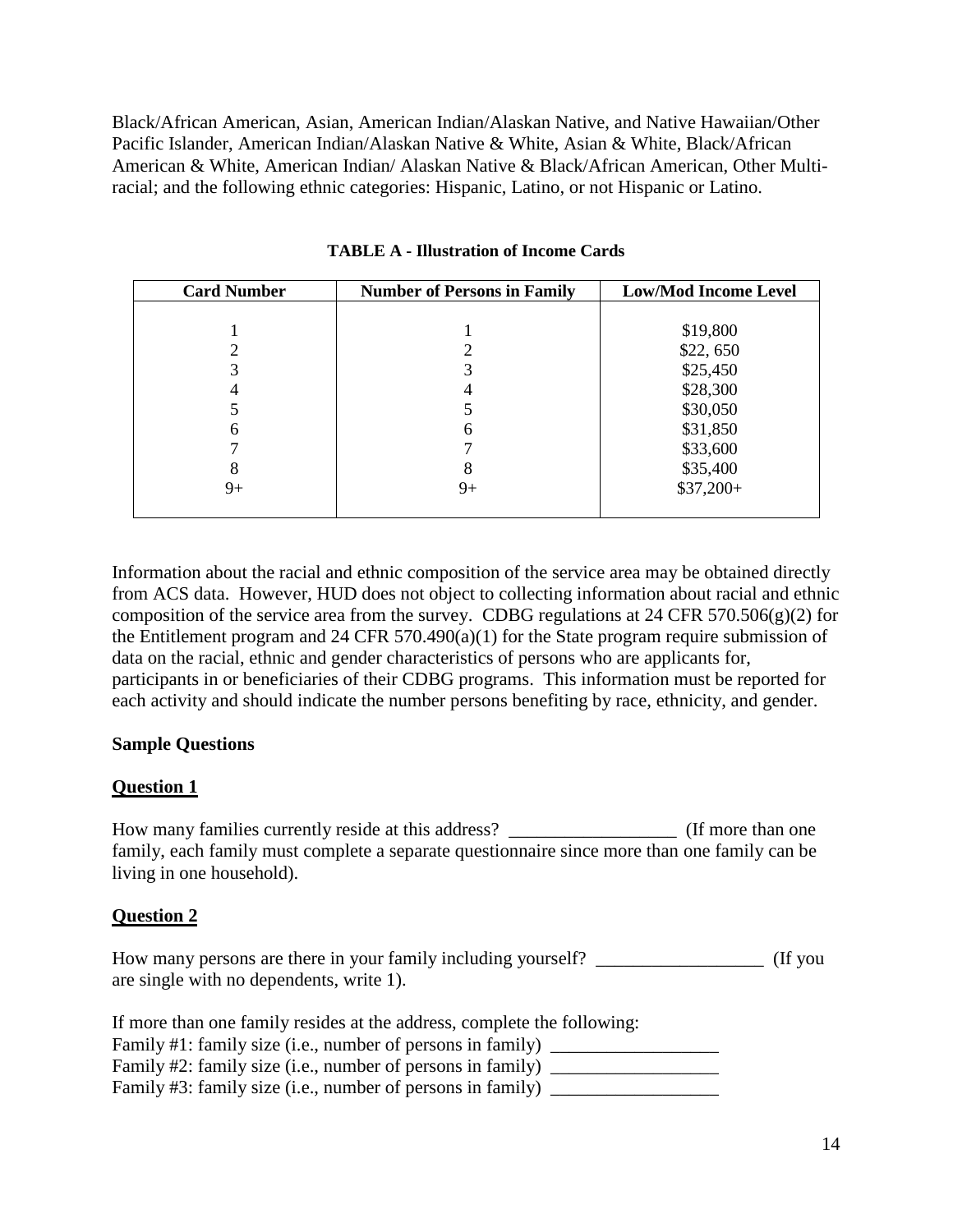Black/African American, Asian, American Indian/Alaskan Native, and Native Hawaiian/Other Pacific Islander, American Indian/Alaskan Native & White, Asian & White, Black/African American & White, American Indian/ Alaskan Native & Black/African American, Other Multi-racial; and the following ethnic categories: Hispanic, Latino, or not Hispanic or Latino.

**TABLE A - Illustration of Income Cards**

| Card Number | Number of Persons in Family | Low/Mod Income Level |
|---|---|---|
| 1 | 1 | $19,800 |
| 2 | 2 | $22, 650 |
| 3 | 3 | $25,450 |
| 4 | 4 | $28,300 |
| 5 | 5 | $30,050 |
| 6 | 6 | $31,850 |
| 7 | 7 | $33,600 |
| 8 | 8 | $35,400 |
| 9+ | 9+ | $37,200+ |

Information about the racial and ethnic composition of the service area may be obtained directly from ACS data. However, HUD does not object to collecting information about racial and ethnic composition of the service area from the survey. CDBG regulations at 24 CFR 570.506(g)(2) for the Entitlement program and 24 CFR 570.490(a)(1) for the State program require submission of data on the racial, ethnic and gender characteristics of persons who are applicants for, participants in or beneficiaries of their CDBG programs. This information must be reported for each activity and should indicate the number persons benefiting by race, ethnicity, and gender.

**Sample Questions**

**Question 1**

How many families currently reside at this address? __________________ (If more than one family, each family must complete a separate questionnaire since more than one family can be living in one household).

**Question 2**

How many persons are there in your family including yourself? __________________ (If you are single with no dependents, write 1).

If more than one family resides at the address, complete the following:
Family #1: family size (i.e., number of persons in family) __________________
Family #2: family size (i.e., number of persons in family) __________________
Family #3: family size (i.e., number of persons in family) __________________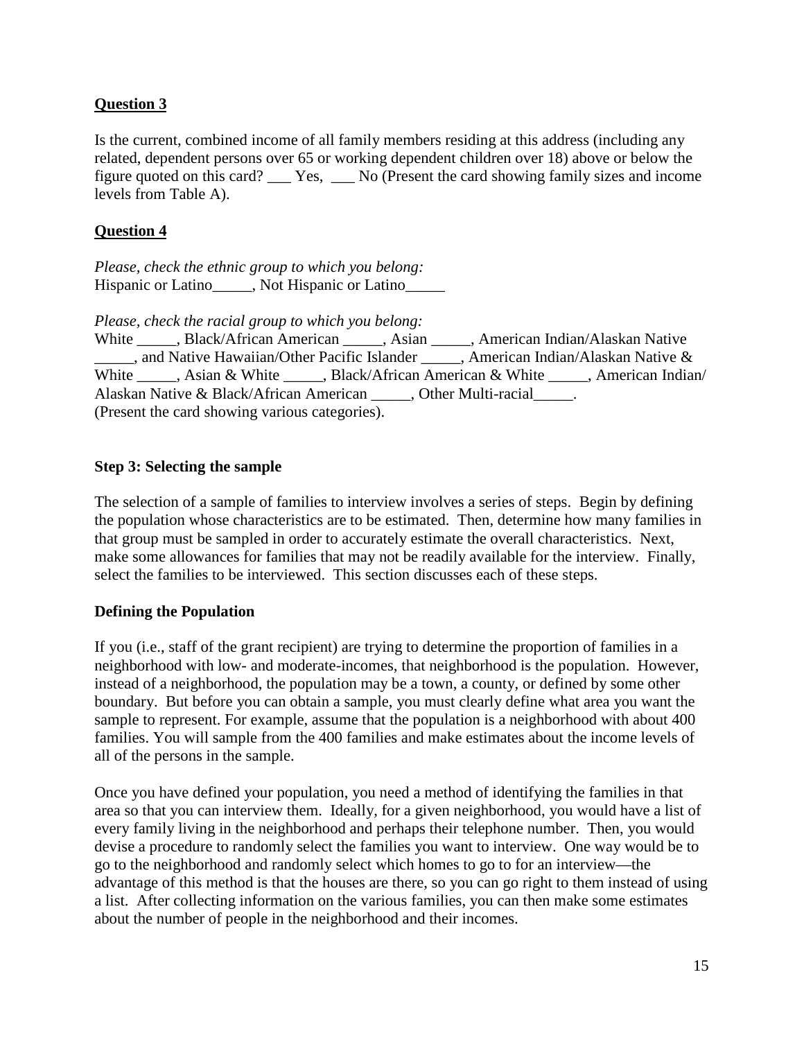**Question 3**

Is the current, combined income of all family members residing at this address (including any related, dependent persons over 65 or working dependent children over 18) above or below the figure quoted on this card? ___ Yes, ___ No (Present the card showing family sizes and income levels from Table A).

**Question 4**

*Please, check the ethnic group to which you belong:*
Hispanic or Latino_____, Not Hispanic or Latino_____

*Please, check the racial group to which you belong:*
White _____, Black/African American _____, Asian _____, American Indian/Alaskan Native _____, and Native Hawaiian/Other Pacific Islander _____, American Indian/Alaskan Native & White _____, Asian & White _____, Black/African American & White _____, American Indian/ Alaskan Native & Black/African American _____, Other Multi-racial_____.
(Present the card showing various categories).

### Step 3: Selecting the sample

The selection of a sample of families to interview involves a series of steps. Begin by defining the population whose characteristics are to be estimated. Then, determine how many families in that group must be sampled in order to accurately estimate the overall characteristics. Next, make some allowances for families that may not be readily available for the interview. Finally, select the families to be interviewed. This section discusses each of these steps.

### Defining the Population

If you (i.e., staff of the grant recipient) are trying to determine the proportion of families in a neighborhood with low- and moderate-incomes, that neighborhood is the population. However, instead of a neighborhood, the population may be a town, a county, or defined by some other boundary. But before you can obtain a sample, you must clearly define what area you want the sample to represent. For example, assume that the population is a neighborhood with about 400 families. You will sample from the 400 families and make estimates about the income levels of all of the persons in the sample.

Once you have defined your population, you need a method of identifying the families in that area so that you can interview them. Ideally, for a given neighborhood, you would have a list of every family living in the neighborhood and perhaps their telephone number. Then, you would devise a procedure to randomly select the families you want to interview. One way would be to go to the neighborhood and randomly select which homes to go to for an interview—the advantage of this method is that the houses are there, so you can go right to them instead of using a list. After collecting information on the various families, you can then make some estimates about the number of people in the neighborhood and their incomes.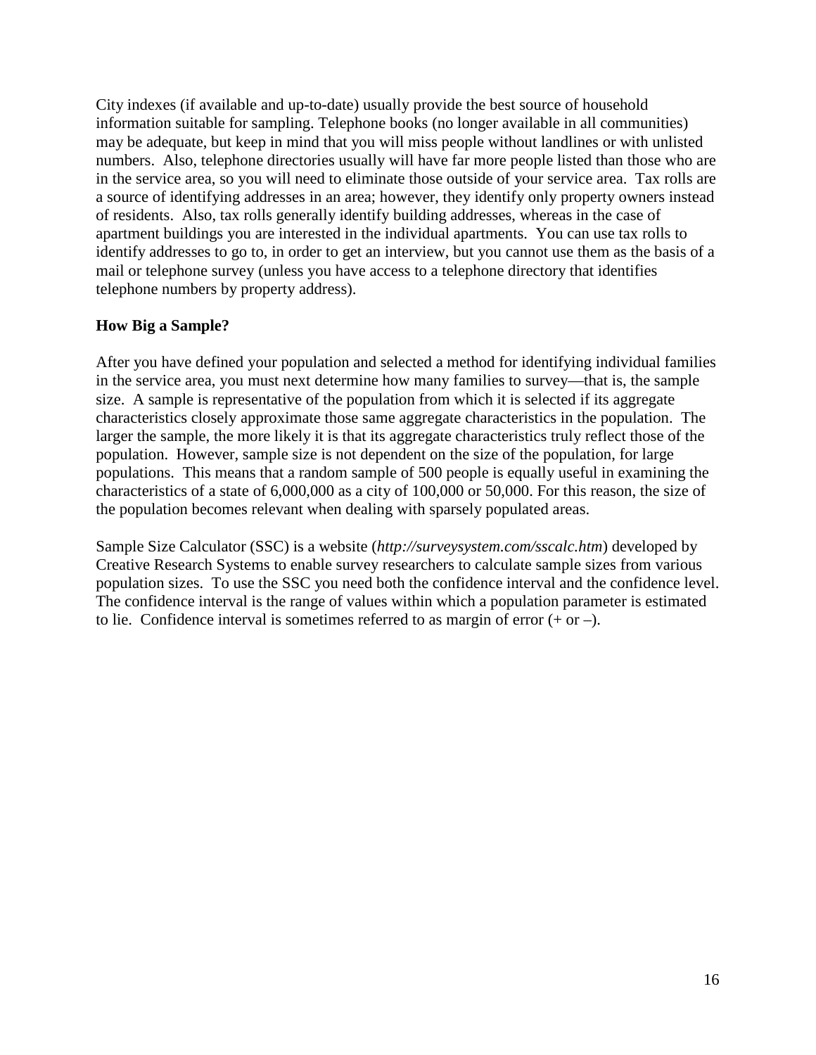City indexes (if available and up-to-date) usually provide the best source of household information suitable for sampling. Telephone books (no longer available in all communities) may be adequate, but keep in mind that you will miss people without landlines or with unlisted numbers. Also, telephone directories usually will have far more people listed than those who are in the service area, so you will need to eliminate those outside of your service area. Tax rolls are a source of identifying addresses in an area; however, they identify only property owners instead of residents. Also, tax rolls generally identify building addresses, whereas in the case of apartment buildings you are interested in the individual apartments. You can use tax rolls to identify addresses to go to, in order to get an interview, but you cannot use them as the basis of a mail or telephone survey (unless you have access to a telephone directory that identifies telephone numbers by property address).

**How Big a Sample?**

After you have defined your population and selected a method for identifying individual families in the service area, you must next determine how many families to survey—that is, the sample size. A sample is representative of the population from which it is selected if its aggregate characteristics closely approximate those same aggregate characteristics in the population. The larger the sample, the more likely it is that its aggregate characteristics truly reflect those of the population. However, sample size is not dependent on the size of the population, for large populations. This means that a random sample of 500 people is equally useful in examining the characteristics of a state of 6,000,000 as a city of 100,000 or 50,000. For this reason, the size of the population becomes relevant when dealing with sparsely populated areas.

Sample Size Calculator (SSC) is a website (*http://surveysystem.com/sscalc.htm*) developed by Creative Research Systems to enable survey researchers to calculate sample sizes from various population sizes. To use the SSC you need both the confidence interval and the confidence level. The confidence interval is the range of values within which a population parameter is estimated to lie. Confidence interval is sometimes referred to as margin of error (+ or –).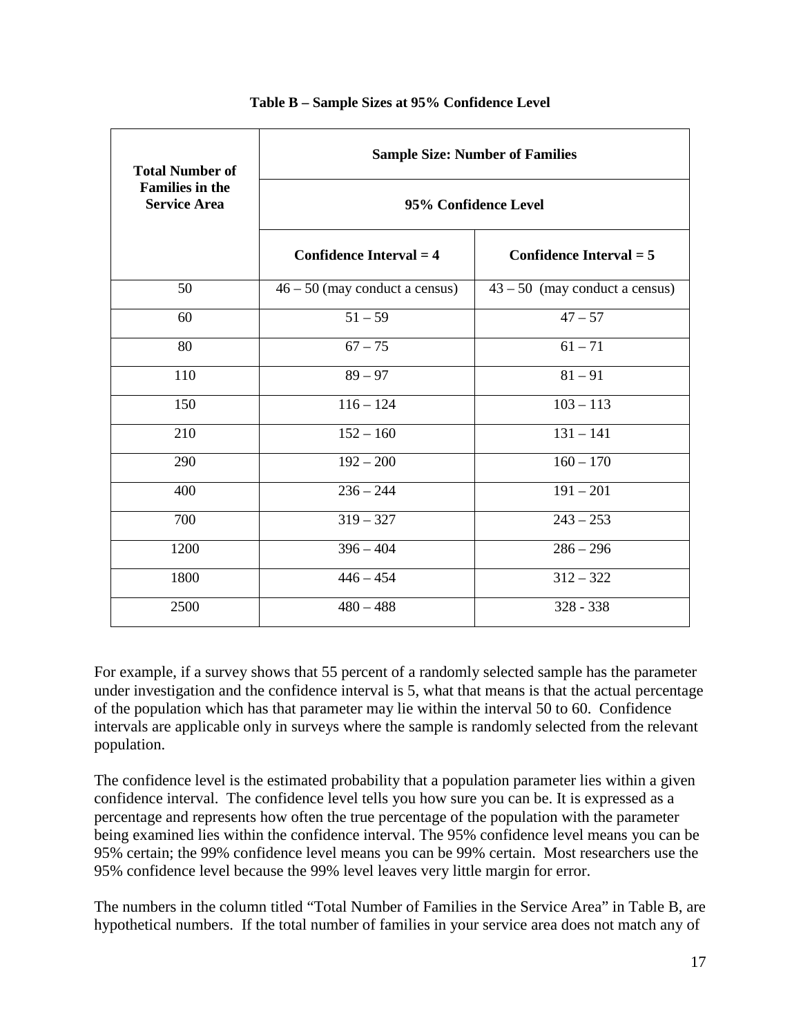**Table B – Sample Sizes at 95% Confidence Level**

| Total Number of Families in the Service Area | Sample Size: Number of Families 95% Confidence Level | |
|---|---|---|
| | Confidence Interval = 4 | Confidence Interval = 5 |
| 50 | 46 – 50 (may conduct a census) | 43 – 50 (may conduct a census) |
| 60 | 51 – 59 | 47 – 57 |
| 80 | 67 – 75 | 61 – 71 |
| 110 | 89 – 97 | 81 – 91 |
| 150 | 116 – 124 | 103 – 113 |
| 210 | 152 – 160 | 131 – 141 |
| 290 | 192 – 200 | 160 – 170 |
| 400 | 236 – 244 | 191 – 201 |
| 700 | 319 – 327 | 243 – 253 |
| 1200 | 396 – 404 | 286 – 296 |
| 1800 | 446 – 454 | 312 – 322 |
| 2500 | 480 – 488 | 328 - 338 |

For example, if a survey shows that 55 percent of a randomly selected sample has the parameter under investigation and the confidence interval is 5, what that means is that the actual percentage of the population which has that parameter may lie within the interval 50 to 60. Confidence intervals are applicable only in surveys where the sample is randomly selected from the relevant population.

The confidence level is the estimated probability that a population parameter lies within a given confidence interval. The confidence level tells you how sure you can be. It is expressed as a percentage and represents how often the true percentage of the population with the parameter being examined lies within the confidence interval. The 95% confidence level means you can be 95% certain; the 99% confidence level means you can be 99% certain. Most researchers use the 95% confidence level because the 99% level leaves very little margin for error.

The numbers in the column titled "Total Number of Families in the Service Area" in Table B, are hypothetical numbers. If the total number of families in your service area does not match any of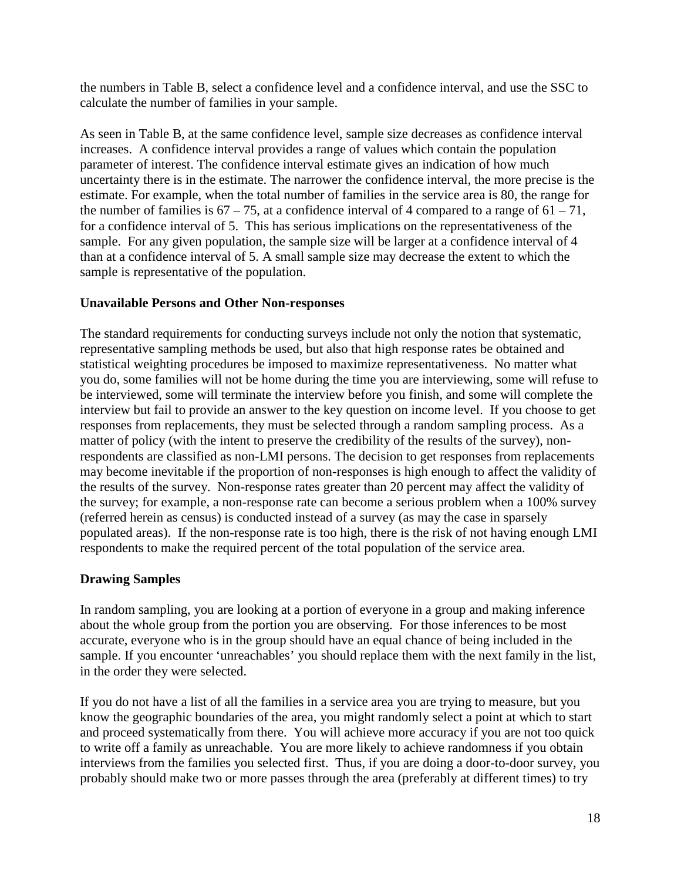the numbers in Table B, select a confidence level and a confidence interval, and use the SSC to calculate the number of families in your sample.

As seen in Table B, at the same confidence level, sample size decreases as confidence interval increases. A confidence interval provides a range of values which contain the population parameter of interest. The confidence interval estimate gives an indication of how much uncertainty there is in the estimate. The narrower the confidence interval, the more precise is the estimate. For example, when the total number of families in the service area is 80, the range for the number of families is 67 – 75, at a confidence interval of 4 compared to a range of 61 – 71, for a confidence interval of 5. This has serious implications on the representativeness of the sample. For any given population, the sample size will be larger at a confidence interval of 4 than at a confidence interval of 5. A small sample size may decrease the extent to which the sample is representative of the population.

**Unavailable Persons and Other Non-responses**

The standard requirements for conducting surveys include not only the notion that systematic, representative sampling methods be used, but also that high response rates be obtained and statistical weighting procedures be imposed to maximize representativeness. No matter what you do, some families will not be home during the time you are interviewing, some will refuse to be interviewed, some will terminate the interview before you finish, and some will complete the interview but fail to provide an answer to the key question on income level. If you choose to get responses from replacements, they must be selected through a random sampling process. As a matter of policy (with the intent to preserve the credibility of the results of the survey), non-respondents are classified as non-LMI persons. The decision to get responses from replacements may become inevitable if the proportion of non-responses is high enough to affect the validity of the results of the survey. Non-response rates greater than 20 percent may affect the validity of the survey; for example, a non-response rate can become a serious problem when a 100% survey (referred herein as census) is conducted instead of a survey (as may the case in sparsely populated areas). If the non-response rate is too high, there is the risk of not having enough LMI respondents to make the required percent of the total population of the service area.

**Drawing Samples**

In random sampling, you are looking at a portion of everyone in a group and making inference about the whole group from the portion you are observing. For those inferences to be most accurate, everyone who is in the group should have an equal chance of being included in the sample. If you encounter 'unreachables' you should replace them with the next family in the list, in the order they were selected.

If you do not have a list of all the families in a service area you are trying to measure, but you know the geographic boundaries of the area, you might randomly select a point at which to start and proceed systematically from there. You will achieve more accuracy if you are not too quick to write off a family as unreachable. You are more likely to achieve randomness if you obtain interviews from the families you selected first. Thus, if you are doing a door-to-door survey, you probably should make two or more passes through the area (preferably at different times) to try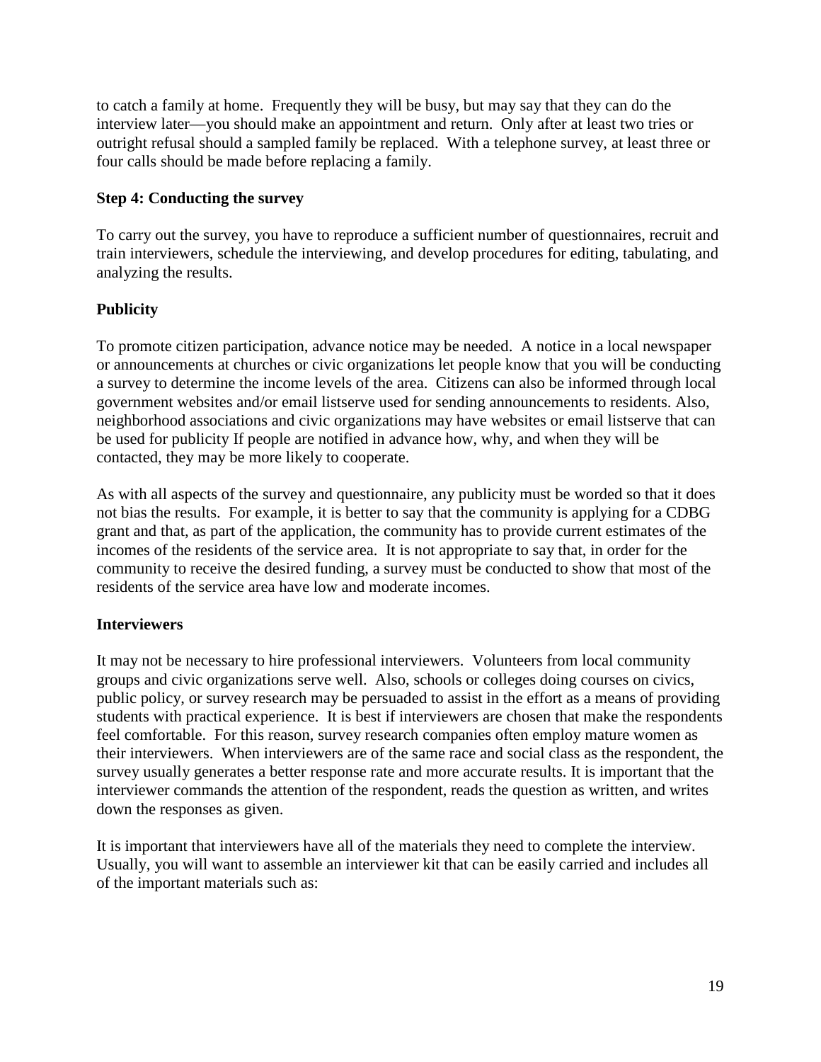to catch a family at home. Frequently they will be busy, but may say that they can do the interview later—you should make an appointment and return. Only after at least two tries or outright refusal should a sampled family be replaced. With a telephone survey, at least three or four calls should be made before replacing a family.

**Step 4: Conducting the survey**

To carry out the survey, you have to reproduce a sufficient number of questionnaires, recruit and train interviewers, schedule the interviewing, and develop procedures for editing, tabulating, and analyzing the results.

**Publicity**

To promote citizen participation, advance notice may be needed. A notice in a local newspaper or announcements at churches or civic organizations let people know that you will be conducting a survey to determine the income levels of the area. Citizens can also be informed through local government websites and/or email listserve used for sending announcements to residents. Also, neighborhood associations and civic organizations may have websites or email listserve that can be used for publicity If people are notified in advance how, why, and when they will be contacted, they may be more likely to cooperate.

As with all aspects of the survey and questionnaire, any publicity must be worded so that it does not bias the results. For example, it is better to say that the community is applying for a CDBG grant and that, as part of the application, the community has to provide current estimates of the incomes of the residents of the service area. It is not appropriate to say that, in order for the community to receive the desired funding, a survey must be conducted to show that most of the residents of the service area have low and moderate incomes.

**Interviewers**

It may not be necessary to hire professional interviewers. Volunteers from local community groups and civic organizations serve well. Also, schools or colleges doing courses on civics, public policy, or survey research may be persuaded to assist in the effort as a means of providing students with practical experience. It is best if interviewers are chosen that make the respondents feel comfortable. For this reason, survey research companies often employ mature women as their interviewers. When interviewers are of the same race and social class as the respondent, the survey usually generates a better response rate and more accurate results. It is important that the interviewer commands the attention of the respondent, reads the question as written, and writes down the responses as given.

It is important that interviewers have all of the materials they need to complete the interview. Usually, you will want to assemble an interviewer kit that can be easily carried and includes all of the important materials such as: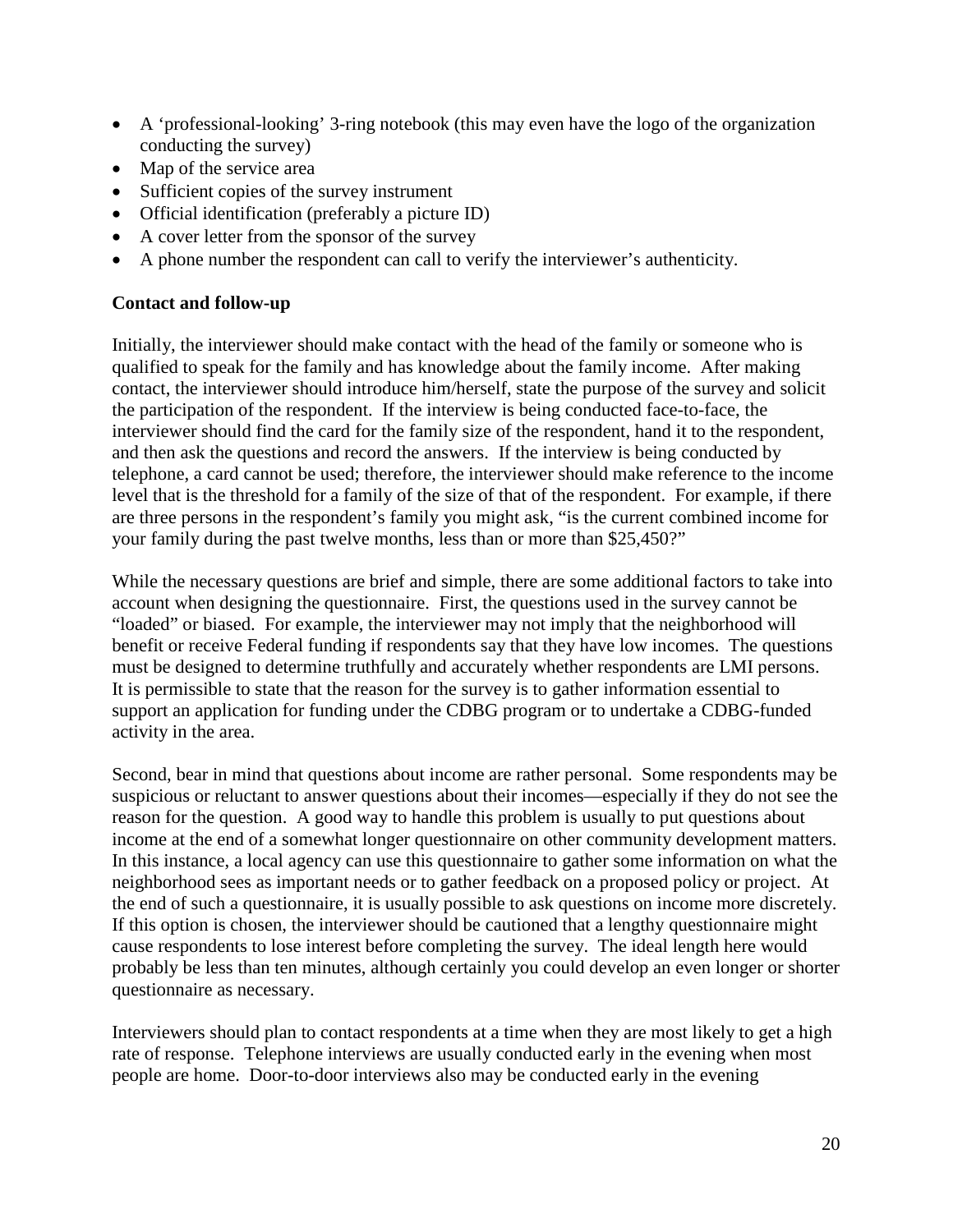- A 'professional-looking' 3-ring notebook (this may even have the logo of the organization conducting the survey)
- Map of the service area
- Sufficient copies of the survey instrument
- Official identification (preferably a picture ID)
- A cover letter from the sponsor of the survey
- A phone number the respondent can call to verify the interviewer's authenticity.

**Contact and follow-up**

Initially, the interviewer should make contact with the head of the family or someone who is qualified to speak for the family and has knowledge about the family income. After making contact, the interviewer should introduce him/herself, state the purpose of the survey and solicit the participation of the respondent. If the interview is being conducted face-to-face, the interviewer should find the card for the family size of the respondent, hand it to the respondent, and then ask the questions and record the answers. If the interview is being conducted by telephone, a card cannot be used; therefore, the interviewer should make reference to the income level that is the threshold for a family of the size of that of the respondent. For example, if there are three persons in the respondent's family you might ask, "is the current combined income for your family during the past twelve months, less than or more than $25,450?"

While the necessary questions are brief and simple, there are some additional factors to take into account when designing the questionnaire. First, the questions used in the survey cannot be "loaded" or biased. For example, the interviewer may not imply that the neighborhood will benefit or receive Federal funding if respondents say that they have low incomes. The questions must be designed to determine truthfully and accurately whether respondents are LMI persons. It is permissible to state that the reason for the survey is to gather information essential to support an application for funding under the CDBG program or to undertake a CDBG-funded activity in the area.

Second, bear in mind that questions about income are rather personal. Some respondents may be suspicious or reluctant to answer questions about their incomes—especially if they do not see the reason for the question. A good way to handle this problem is usually to put questions about income at the end of a somewhat longer questionnaire on other community development matters. In this instance, a local agency can use this questionnaire to gather some information on what the neighborhood sees as important needs or to gather feedback on a proposed policy or project. At the end of such a questionnaire, it is usually possible to ask questions on income more discretely. If this option is chosen, the interviewer should be cautioned that a lengthy questionnaire might cause respondents to lose interest before completing the survey. The ideal length here would probably be less than ten minutes, although certainly you could develop an even longer or shorter questionnaire as necessary.

Interviewers should plan to contact respondents at a time when they are most likely to get a high rate of response. Telephone interviews are usually conducted early in the evening when most people are home. Door-to-door interviews also may be conducted early in the evening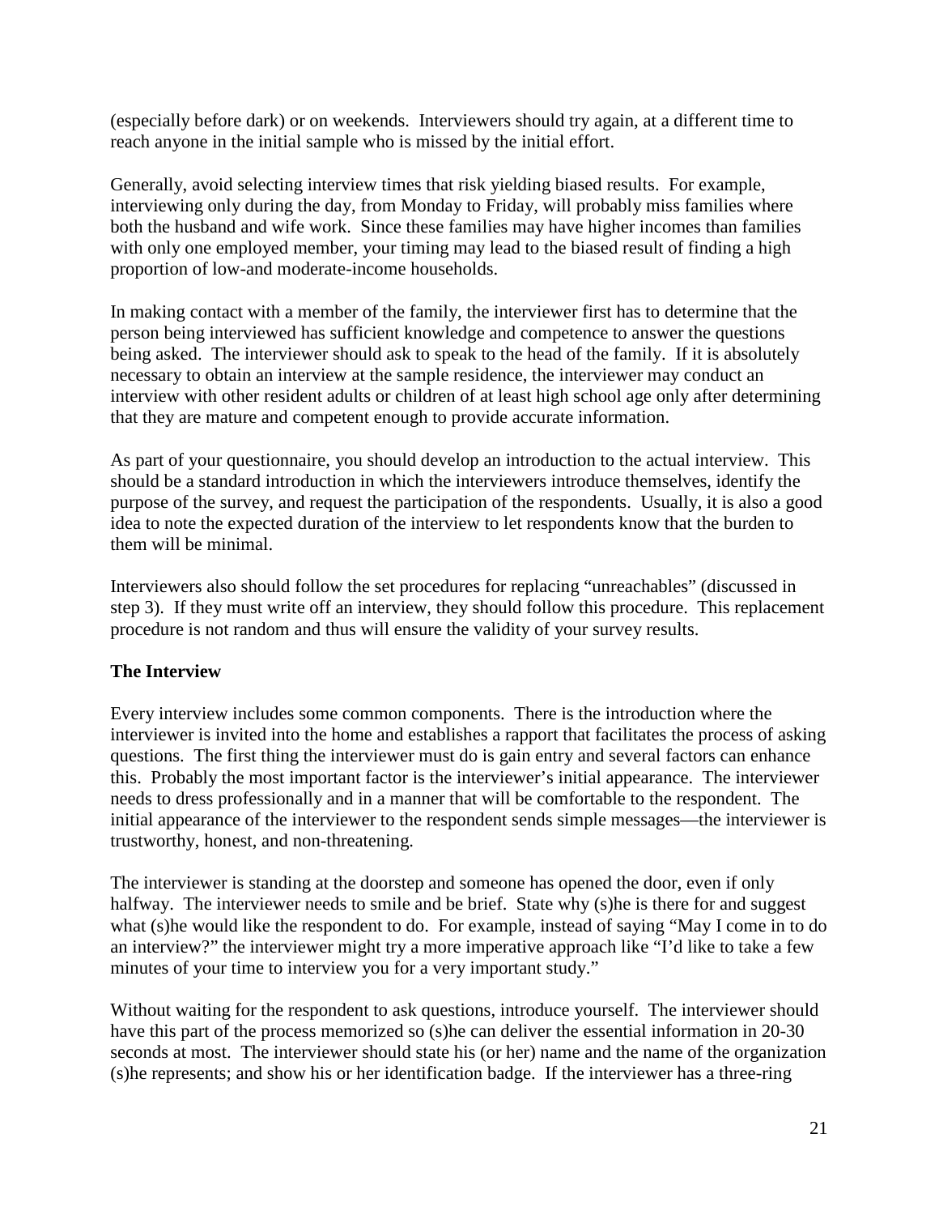(especially before dark) or on weekends. Interviewers should try again, at a different time to reach anyone in the initial sample who is missed by the initial effort.

Generally, avoid selecting interview times that risk yielding biased results. For example, interviewing only during the day, from Monday to Friday, will probably miss families where both the husband and wife work. Since these families may have higher incomes than families with only one employed member, your timing may lead to the biased result of finding a high proportion of low-and moderate-income households.

In making contact with a member of the family, the interviewer first has to determine that the person being interviewed has sufficient knowledge and competence to answer the questions being asked. The interviewer should ask to speak to the head of the family. If it is absolutely necessary to obtain an interview at the sample residence, the interviewer may conduct an interview with other resident adults or children of at least high school age only after determining that they are mature and competent enough to provide accurate information.

As part of your questionnaire, you should develop an introduction to the actual interview. This should be a standard introduction in which the interviewers introduce themselves, identify the purpose of the survey, and request the participation of the respondents. Usually, it is also a good idea to note the expected duration of the interview to let respondents know that the burden to them will be minimal.

Interviewers also should follow the set procedures for replacing "unreachables" (discussed in step 3). If they must write off an interview, they should follow this procedure. This replacement procedure is not random and thus will ensure the validity of your survey results.

**The Interview**

Every interview includes some common components. There is the introduction where the interviewer is invited into the home and establishes a rapport that facilitates the process of asking questions. The first thing the interviewer must do is gain entry and several factors can enhance this. Probably the most important factor is the interviewer's initial appearance. The interviewer needs to dress professionally and in a manner that will be comfortable to the respondent. The initial appearance of the interviewer to the respondent sends simple messages—the interviewer is trustworthy, honest, and non-threatening.

The interviewer is standing at the doorstep and someone has opened the door, even if only halfway. The interviewer needs to smile and be brief. State why (s)he is there for and suggest what (s)he would like the respondent to do. For example, instead of saying "May I come in to do an interview?" the interviewer might try a more imperative approach like "I'd like to take a few minutes of your time to interview you for a very important study."

Without waiting for the respondent to ask questions, introduce yourself. The interviewer should have this part of the process memorized so (s)he can deliver the essential information in 20-30 seconds at most. The interviewer should state his (or her) name and the name of the organization (s)he represents; and show his or her identification badge. If the interviewer has a three-ring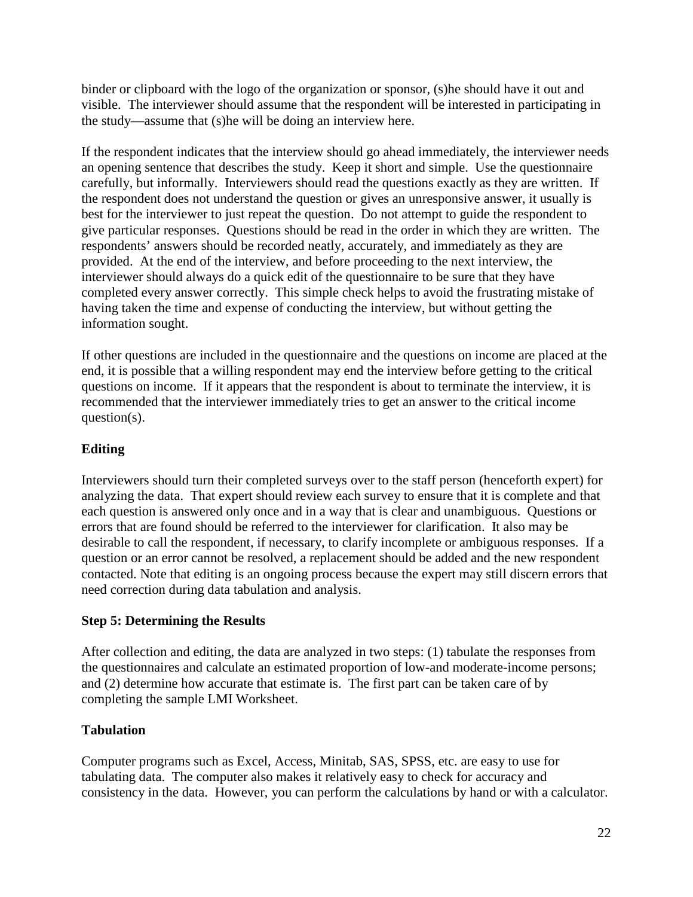binder or clipboard with the logo of the organization or sponsor, (s)he should have it out and visible. The interviewer should assume that the respondent will be interested in participating in the study—assume that (s)he will be doing an interview here.

If the respondent indicates that the interview should go ahead immediately, the interviewer needs an opening sentence that describes the study. Keep it short and simple. Use the questionnaire carefully, but informally. Interviewers should read the questions exactly as they are written. If the respondent does not understand the question or gives an unresponsive answer, it usually is best for the interviewer to just repeat the question. Do not attempt to guide the respondent to give particular responses. Questions should be read in the order in which they are written. The respondents' answers should be recorded neatly, accurately, and immediately as they are provided. At the end of the interview, and before proceeding to the next interview, the interviewer should always do a quick edit of the questionnaire to be sure that they have completed every answer correctly. This simple check helps to avoid the frustrating mistake of having taken the time and expense of conducting the interview, but without getting the information sought.

If other questions are included in the questionnaire and the questions on income are placed at the end, it is possible that a willing respondent may end the interview before getting to the critical questions on income. If it appears that the respondent is about to terminate the interview, it is recommended that the interviewer immediately tries to get an answer to the critical income question(s).

### Editing

Interviewers should turn their completed surveys over to the staff person (henceforth expert) for analyzing the data. That expert should review each survey to ensure that it is complete and that each question is answered only once and in a way that is clear and unambiguous. Questions or errors that are found should be referred to the interviewer for clarification. It also may be desirable to call the respondent, if necessary, to clarify incomplete or ambiguous responses. If a question or an error cannot be resolved, a replacement should be added and the new respondent contacted. Note that editing is an ongoing process because the expert may still discern errors that need correction during data tabulation and analysis.

### Step 5: Determining the Results

After collection and editing, the data are analyzed in two steps: (1) tabulate the responses from the questionnaires and calculate an estimated proportion of low-and moderate-income persons; and (2) determine how accurate that estimate is. The first part can be taken care of by completing the sample LMI Worksheet.

### Tabulation

Computer programs such as Excel, Access, Minitab, SAS, SPSS, etc. are easy to use for tabulating data. The computer also makes it relatively easy to check for accuracy and consistency in the data. However, you can perform the calculations by hand or with a calculator.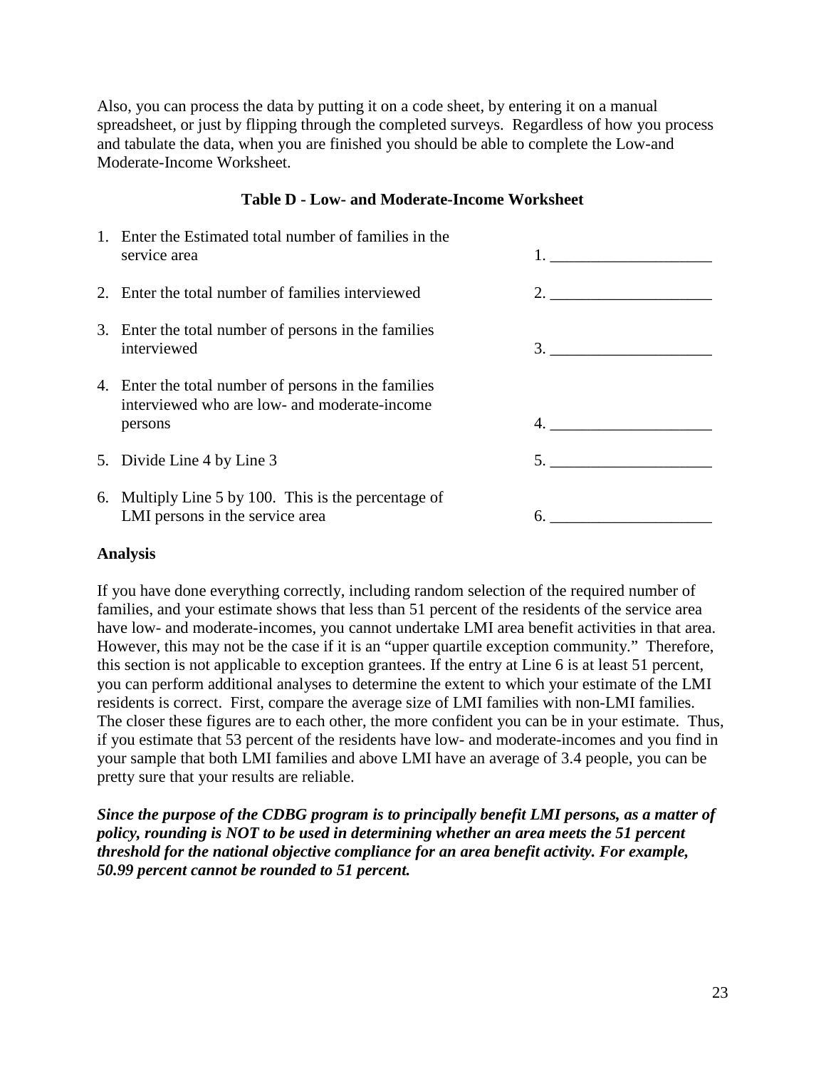Also, you can process the data by putting it on a code sheet, by entering it on a manual spreadsheet, or just by flipping through the completed surveys. Regardless of how you process and tabulate the data, when you are finished you should be able to complete the Low-and Moderate-Income Worksheet.

**Table D - Low- and Moderate-Income Worksheet**

1. Enter the Estimated total number of families in the service area — 1. ____________________
2. Enter the total number of families interviewed — 2. ____________________
3. Enter the total number of persons in the families interviewed — 3. ____________________
4. Enter the total number of persons in the families interviewed who are low- and moderate-income persons — 4. ____________________
5. Divide Line 4 by Line 3 — 5. ____________________
6. Multiply Line 5 by 100. This is the percentage of LMI persons in the service area — 6. ____________________

**Analysis**

If you have done everything correctly, including random selection of the required number of families, and your estimate shows that less than 51 percent of the residents of the service area have low- and moderate-incomes, you cannot undertake LMI area benefit activities in that area. However, this may not be the case if it is an "upper quartile exception community." Therefore, this section is not applicable to exception grantees. If the entry at Line 6 is at least 51 percent, you can perform additional analyses to determine the extent to which your estimate of the LMI residents is correct. First, compare the average size of LMI families with non-LMI families. The closer these figures are to each other, the more confident you can be in your estimate. Thus, if you estimate that 53 percent of the residents have low- and moderate-incomes and you find in your sample that both LMI families and above LMI have an average of 3.4 people, you can be pretty sure that your results are reliable.

***Since the purpose of the CDBG program is to principally benefit LMI persons, as a matter of policy, rounding is NOT to be used in determining whether an area meets the 51 percent threshold for the national objective compliance for an area benefit activity. For example, 50.99 percent cannot be rounded to 51 percent.***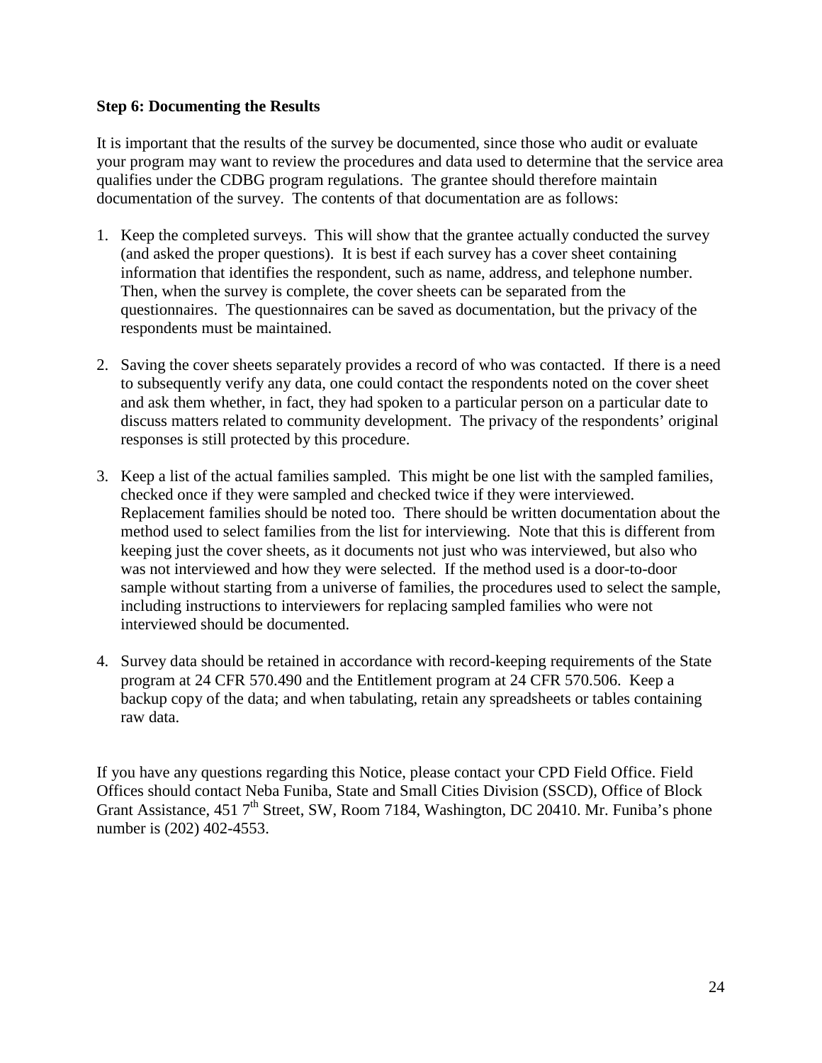**Step 6: Documenting the Results**

It is important that the results of the survey be documented, since those who audit or evaluate your program may want to review the procedures and data used to determine that the service area qualifies under the CDBG program regulations. The grantee should therefore maintain documentation of the survey. The contents of that documentation are as follows:

1. Keep the completed surveys. This will show that the grantee actually conducted the survey (and asked the proper questions). It is best if each survey has a cover sheet containing information that identifies the respondent, such as name, address, and telephone number. Then, when the survey is complete, the cover sheets can be separated from the questionnaires. The questionnaires can be saved as documentation, but the privacy of the respondents must be maintained.

2. Saving the cover sheets separately provides a record of who was contacted. If there is a need to subsequently verify any data, one could contact the respondents noted on the cover sheet and ask them whether, in fact, they had spoken to a particular person on a particular date to discuss matters related to community development. The privacy of the respondents' original responses is still protected by this procedure.

3. Keep a list of the actual families sampled. This might be one list with the sampled families, checked once if they were sampled and checked twice if they were interviewed. Replacement families should be noted too. There should be written documentation about the method used to select families from the list for interviewing. Note that this is different from keeping just the cover sheets, as it documents not just who was interviewed, but also who was not interviewed and how they were selected. If the method used is a door-to-door sample without starting from a universe of families, the procedures used to select the sample, including instructions to interviewers for replacing sampled families who were not interviewed should be documented.

4. Survey data should be retained in accordance with record-keeping requirements of the State program at 24 CFR 570.490 and the Entitlement program at 24 CFR 570.506. Keep a backup copy of the data; and when tabulating, retain any spreadsheets or tables containing raw data.

If you have any questions regarding this Notice, please contact your CPD Field Office. Field Offices should contact Neba Funiba, State and Small Cities Division (SSCD), Office of Block Grant Assistance, 451 7th Street, SW, Room 7184, Washington, DC 20410. Mr. Funiba's phone number is (202) 402-4553.